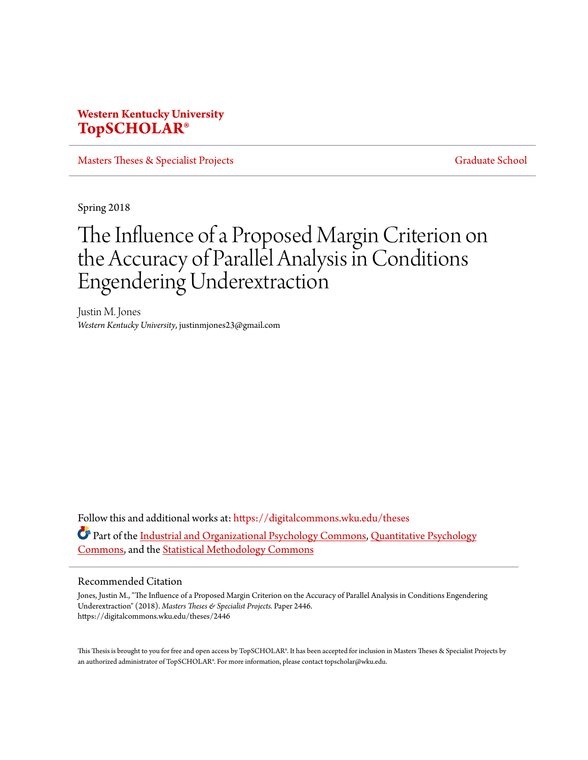**Western Kentucky University**
**TopSCHOLAR®**

Masters Theses & Specialist Projects | Graduate School

Spring 2018

# The Influence of a Proposed Margin Criterion on the Accuracy of Parallel Analysis in Conditions Engendering Underextraction

Justin M. Jones
*Western Kentucky University*, justinmjones23@gmail.com

Follow this and additional works at: https://digitalcommons.wku.edu/theses

Part of the Industrial and Organizational Psychology Commons, Quantitative Psychology Commons, and the Statistical Methodology Commons

## Recommended Citation

Jones, Justin M., "The Influence of a Proposed Margin Criterion on the Accuracy of Parallel Analysis in Conditions Engendering Underextraction" (2018). *Masters Theses & Specialist Projects.* Paper 2446.
https://digitalcommons.wku.edu/theses/2446

This Thesis is brought to you for free and open access by TopSCHOLAR®. It has been accepted for inclusion in Masters Theses & Specialist Projects by an authorized administrator of TopSCHOLAR®. For more information, please contact topscholar@wku.edu.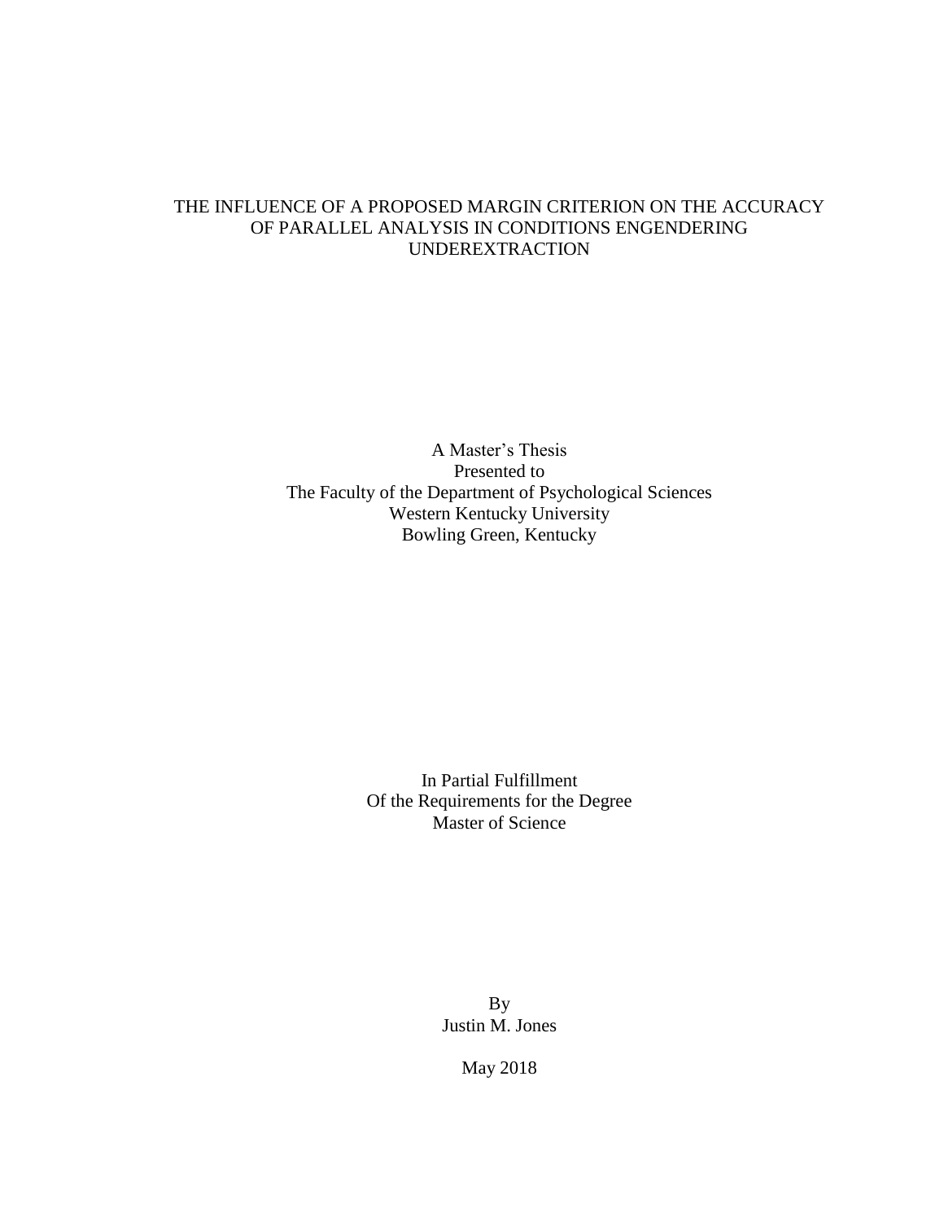# THE INFLUENCE OF A PROPOSED MARGIN CRITERION ON THE ACCURACY OF PARALLEL ANALYSIS IN CONDITIONS ENGENDERING UNDEREXTRACTION

A Master's Thesis
Presented to
The Faculty of the Department of Psychological Sciences
Western Kentucky University
Bowling Green, Kentucky

In Partial Fulfillment
Of the Requirements for the Degree
Master of Science

By
Justin M. Jones

May 2018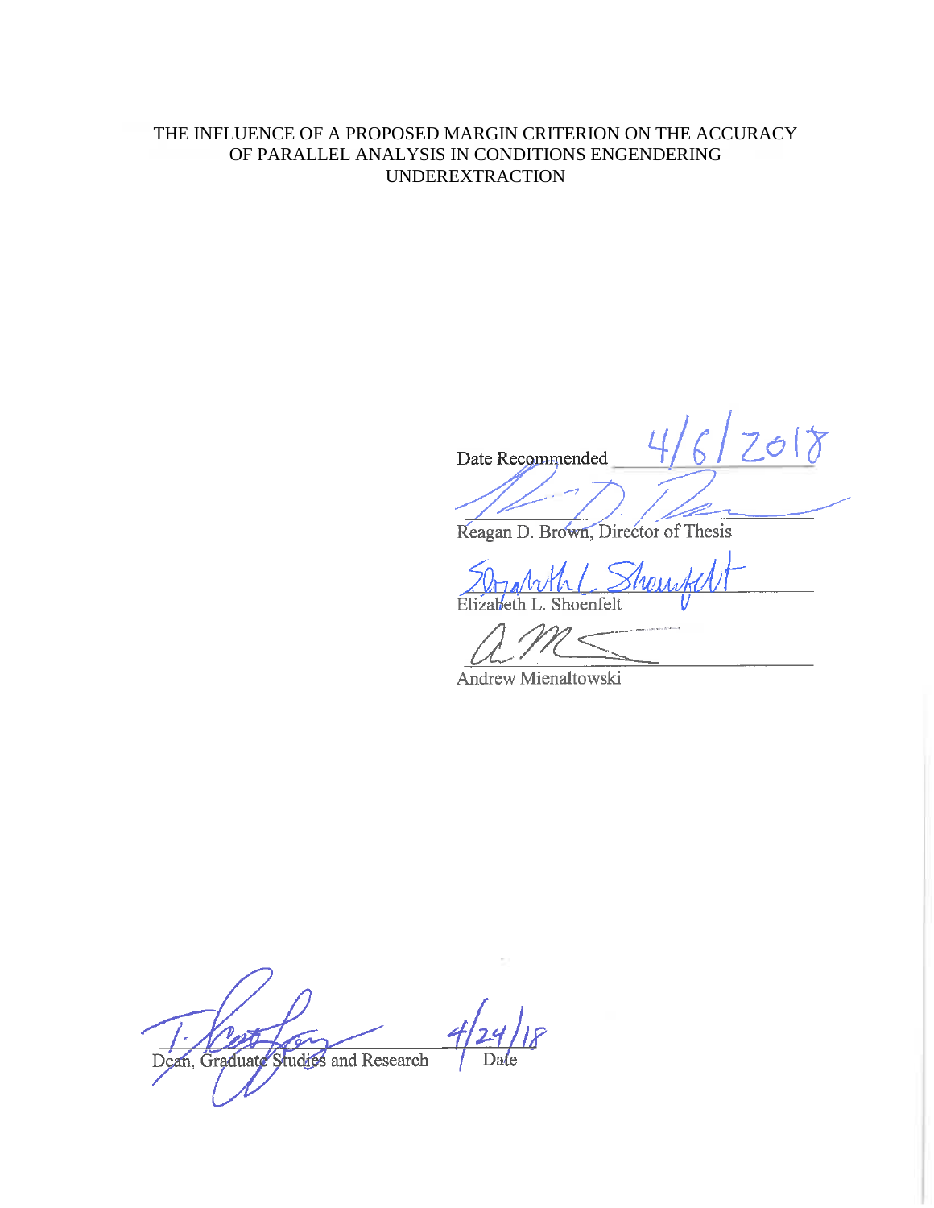THE INFLUENCE OF A PROPOSED MARGIN CRITERION ON THE ACCURACY OF PARALLEL ANALYSIS IN CONDITIONS ENGENDERING UNDEREXTRACTION

Date Recommended 4/6/2018

Reagan D. Brown, Director of Thesis

Elizabeth L. Shoenfelt

Andrew Mienaltowski

Dean, Graduate Studies and Research 4/24/18 Date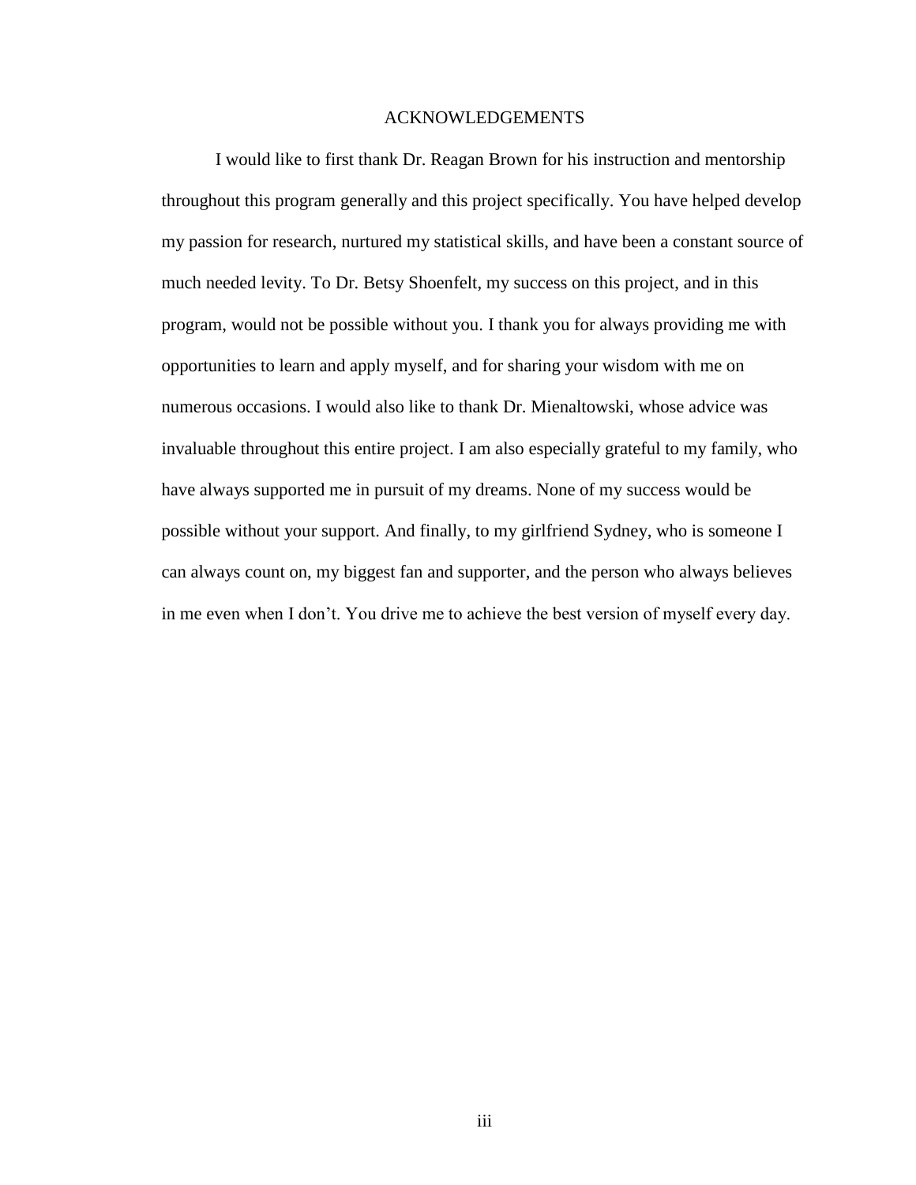# ACKNOWLEDGEMENTS

I would like to first thank Dr. Reagan Brown for his instruction and mentorship throughout this program generally and this project specifically. You have helped develop my passion for research, nurtured my statistical skills, and have been a constant source of much needed levity. To Dr. Betsy Shoenfelt, my success on this project, and in this program, would not be possible without you. I thank you for always providing me with opportunities to learn and apply myself, and for sharing your wisdom with me on numerous occasions. I would also like to thank Dr. Mienaltowski, whose advice was invaluable throughout this entire project. I am also especially grateful to my family, who have always supported me in pursuit of my dreams. None of my success would be possible without your support. And finally, to my girlfriend Sydney, who is someone I can always count on, my biggest fan and supporter, and the person who always believes in me even when I don't. You drive me to achieve the best version of myself every day.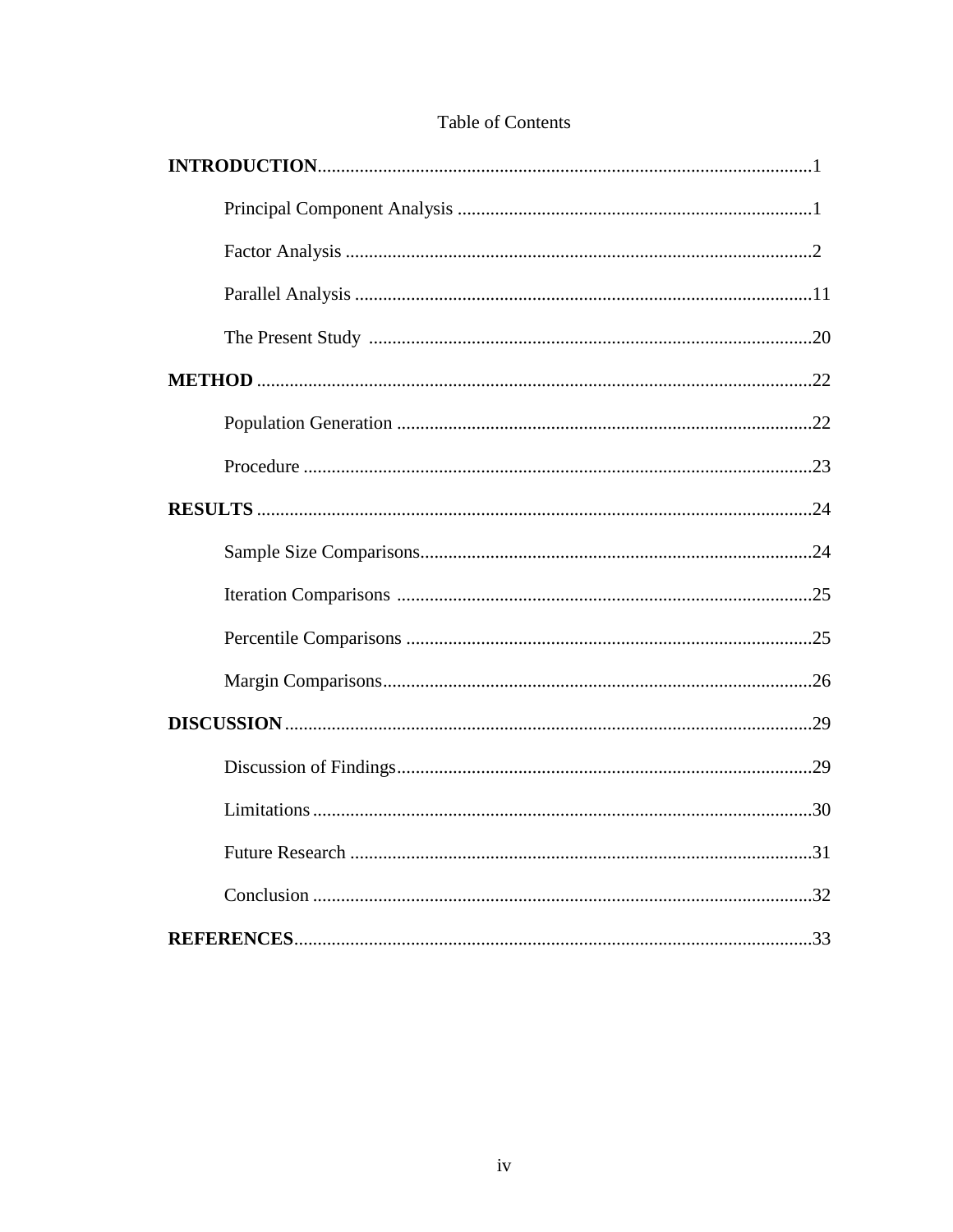# Table of Contents

**INTRODUCTION**..........................................................................................................1

Principal Component Analysis ............................................................................1

Factor Analysis ....................................................................................................2

Parallel Analysis ..................................................................................................11

The Present Study ...............................................................................................20

**METHOD** ......................................................................................................................22

Population Generation .........................................................................................22

Procedure .............................................................................................................23

**RESULTS** ......................................................................................................................24

Sample Size Comparisons....................................................................................24

Iteration Comparisons .........................................................................................25

Percentile Comparisons .......................................................................................25

Margin Comparisons............................................................................................26

**DISCUSSION**................................................................................................................29

Discussion of Findings.........................................................................................29

Limitations...........................................................................................................30

Future Research ...................................................................................................31

Conclusion ...........................................................................................................32

**REFERENCES**...............................................................................................................33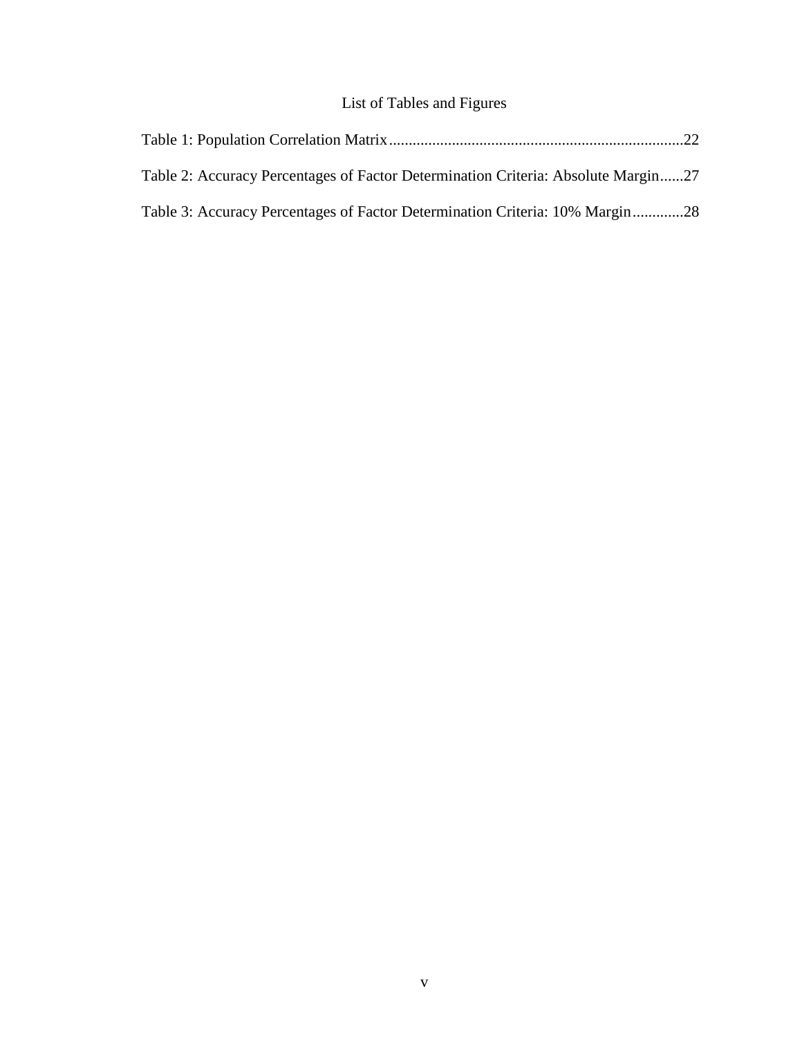# List of Tables and Figures

Table 1: Population Correlation Matrix..........................................................................22

Table 2: Accuracy Percentages of Factor Determination Criteria: Absolute Margin......27

Table 3: Accuracy Percentages of Factor Determination Criteria: 10% Margin.............28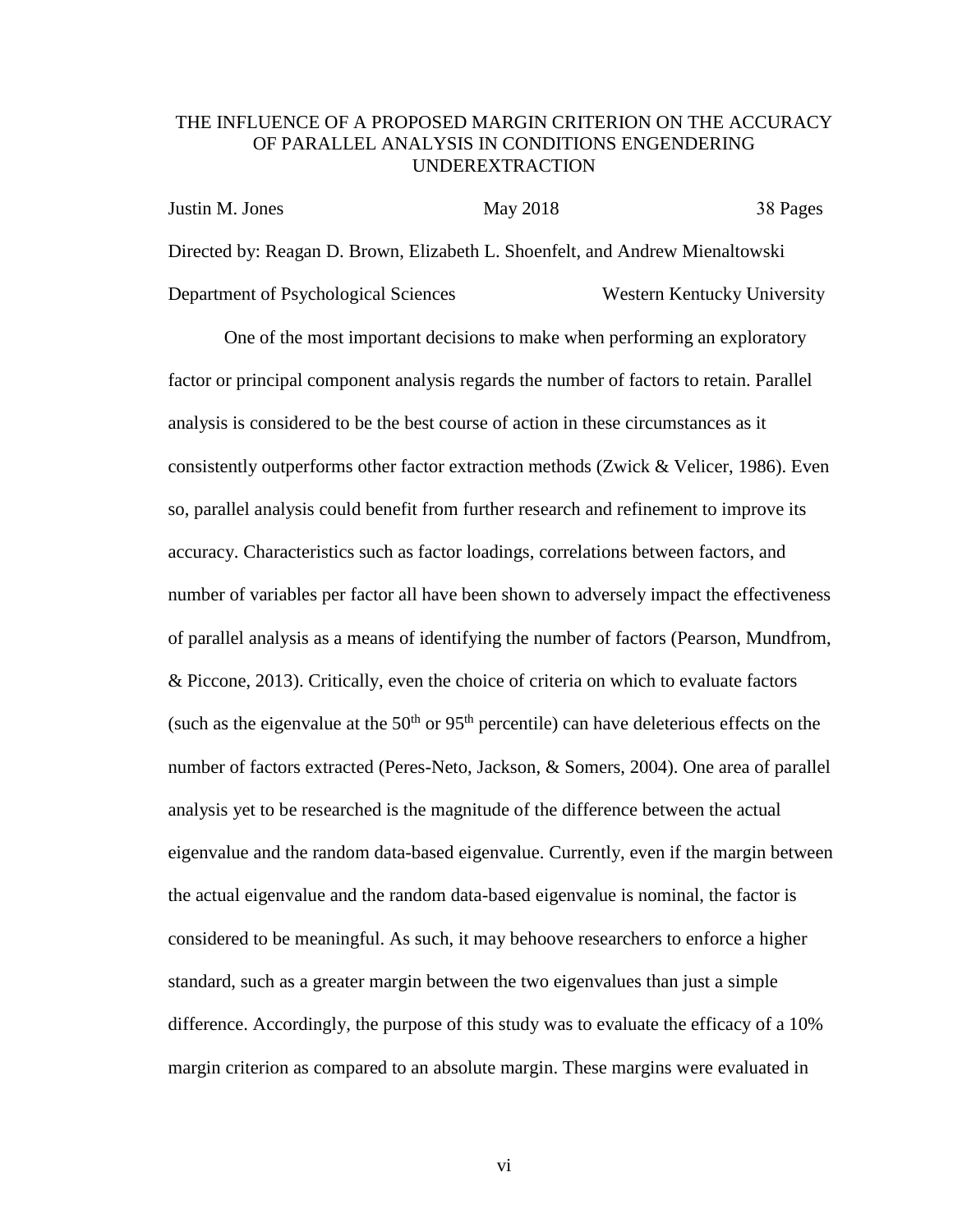THE INFLUENCE OF A PROPOSED MARGIN CRITERION ON THE ACCURACY OF PARALLEL ANALYSIS IN CONDITIONS ENGENDERING UNDEREXTRACTION

Justin M. Jones May 2018 38 Pages

Directed by: Reagan D. Brown, Elizabeth L. Shoenfelt, and Andrew Mienaltowski

Department of Psychological Sciences Western Kentucky University

One of the most important decisions to make when performing an exploratory factor or principal component analysis regards the number of factors to retain. Parallel analysis is considered to be the best course of action in these circumstances as it consistently outperforms other factor extraction methods (Zwick & Velicer, 1986). Even so, parallel analysis could benefit from further research and refinement to improve its accuracy. Characteristics such as factor loadings, correlations between factors, and number of variables per factor all have been shown to adversely impact the effectiveness of parallel analysis as a means of identifying the number of factors (Pearson, Mundfrom, & Piccone, 2013). Critically, even the choice of criteria on which to evaluate factors (such as the eigenvalue at the $50^{th}$ or $95^{th}$ percentile) can have deleterious effects on the number of factors extracted (Peres-Neto, Jackson, & Somers, 2004). One area of parallel analysis yet to be researched is the magnitude of the difference between the actual eigenvalue and the random data-based eigenvalue. Currently, even if the margin between the actual eigenvalue and the random data-based eigenvalue is nominal, the factor is considered to be meaningful. As such, it may behoove researchers to enforce a higher standard, such as a greater margin between the two eigenvalues than just a simple difference. Accordingly, the purpose of this study was to evaluate the efficacy of a 10% margin criterion as compared to an absolute margin. These margins were evaluated in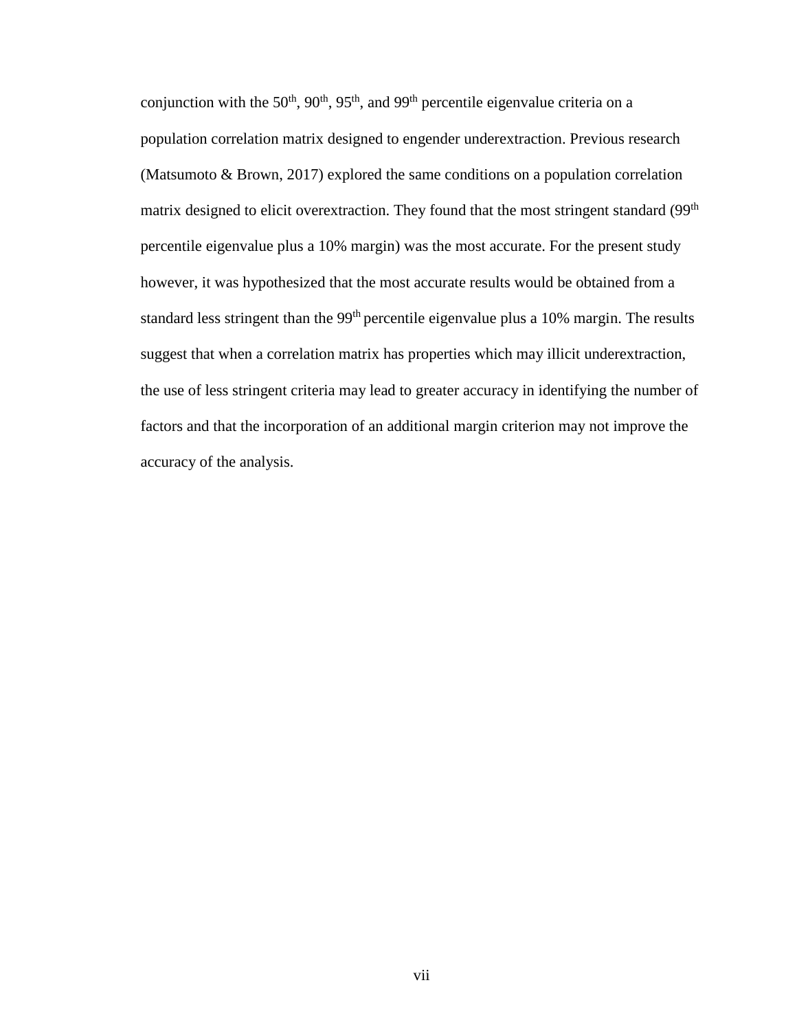conjunction with the 50th, 90th, 95th, and 99th percentile eigenvalue criteria on a population correlation matrix designed to engender underextraction. Previous research (Matsumoto & Brown, 2017) explored the same conditions on a population correlation matrix designed to elicit overextraction. They found that the most stringent standard (99th percentile eigenvalue plus a 10% margin) was the most accurate. For the present study however, it was hypothesized that the most accurate results would be obtained from a standard less stringent than the 99th percentile eigenvalue plus a 10% margin. The results suggest that when a correlation matrix has properties which may illicit underextraction, the use of less stringent criteria may lead to greater accuracy in identifying the number of factors and that the incorporation of an additional margin criterion may not improve the accuracy of the analysis.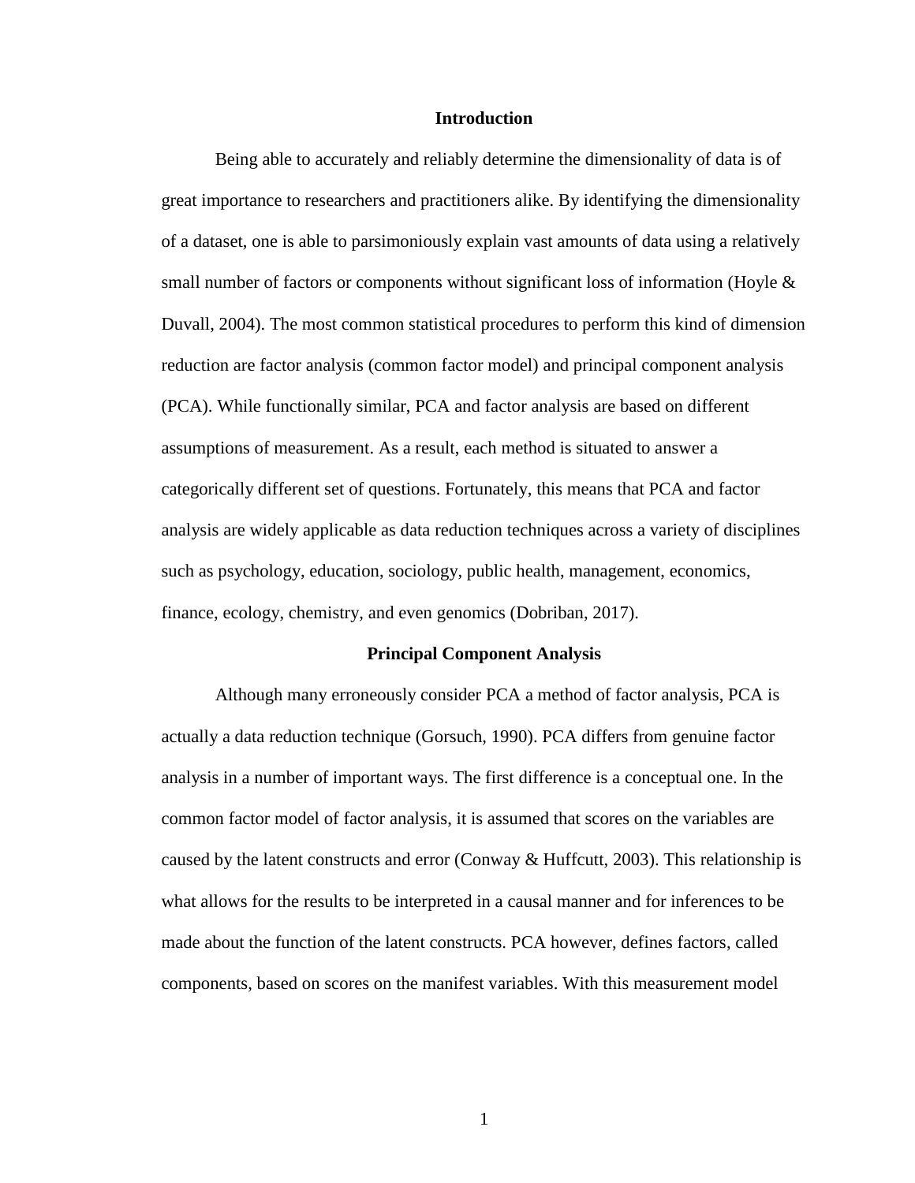## Introduction

Being able to accurately and reliably determine the dimensionality of data is of great importance to researchers and practitioners alike. By identifying the dimensionality of a dataset, one is able to parsimoniously explain vast amounts of data using a relatively small number of factors or components without significant loss of information (Hoyle & Duvall, 2004). The most common statistical procedures to perform this kind of dimension reduction are factor analysis (common factor model) and principal component analysis (PCA). While functionally similar, PCA and factor analysis are based on different assumptions of measurement. As a result, each method is situated to answer a categorically different set of questions. Fortunately, this means that PCA and factor analysis are widely applicable as data reduction techniques across a variety of disciplines such as psychology, education, sociology, public health, management, economics, finance, ecology, chemistry, and even genomics (Dobriban, 2017).

## Principal Component Analysis

Although many erroneously consider PCA a method of factor analysis, PCA is actually a data reduction technique (Gorsuch, 1990). PCA differs from genuine factor analysis in a number of important ways. The first difference is a conceptual one. In the common factor model of factor analysis, it is assumed that scores on the variables are caused by the latent constructs and error (Conway & Huffcutt, 2003). This relationship is what allows for the results to be interpreted in a causal manner and for inferences to be made about the function of the latent constructs. PCA however, defines factors, called components, based on scores on the manifest variables. With this measurement model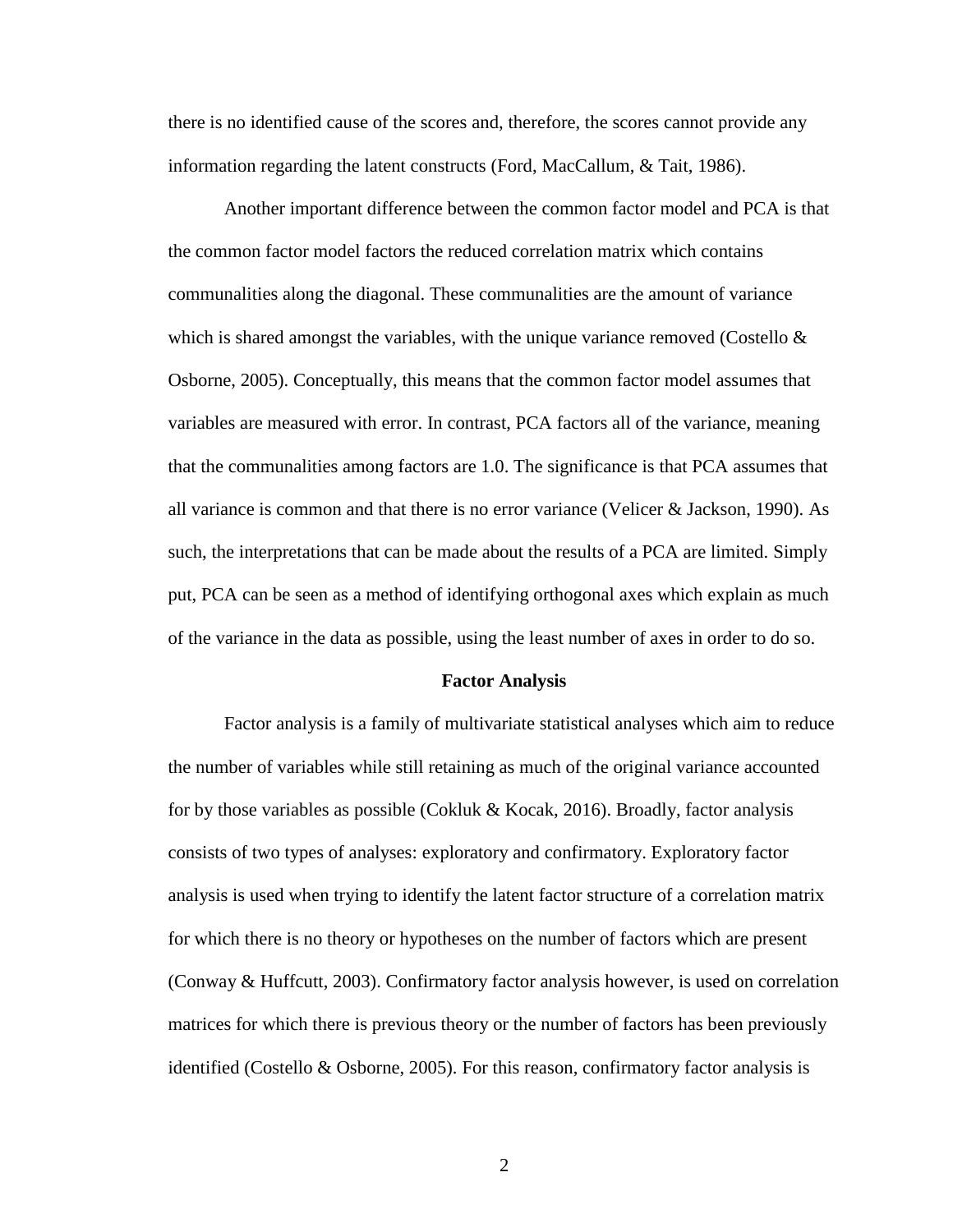there is no identified cause of the scores and, therefore, the scores cannot provide any information regarding the latent constructs (Ford, MacCallum, & Tait, 1986).

Another important difference between the common factor model and PCA is that the common factor model factors the reduced correlation matrix which contains communalities along the diagonal. These communalities are the amount of variance which is shared amongst the variables, with the unique variance removed (Costello & Osborne, 2005). Conceptually, this means that the common factor model assumes that variables are measured with error. In contrast, PCA factors all of the variance, meaning that the communalities among factors are 1.0. The significance is that PCA assumes that all variance is common and that there is no error variance (Velicer & Jackson, 1990). As such, the interpretations that can be made about the results of a PCA are limited. Simply put, PCA can be seen as a method of identifying orthogonal axes which explain as much of the variance in the data as possible, using the least number of axes in order to do so.

## Factor Analysis

Factor analysis is a family of multivariate statistical analyses which aim to reduce the number of variables while still retaining as much of the original variance accounted for by those variables as possible (Cokluk & Kocak, 2016). Broadly, factor analysis consists of two types of analyses: exploratory and confirmatory. Exploratory factor analysis is used when trying to identify the latent factor structure of a correlation matrix for which there is no theory or hypotheses on the number of factors which are present (Conway & Huffcutt, 2003). Confirmatory factor analysis however, is used on correlation matrices for which there is previous theory or the number of factors has been previously identified (Costello & Osborne, 2005). For this reason, confirmatory factor analysis is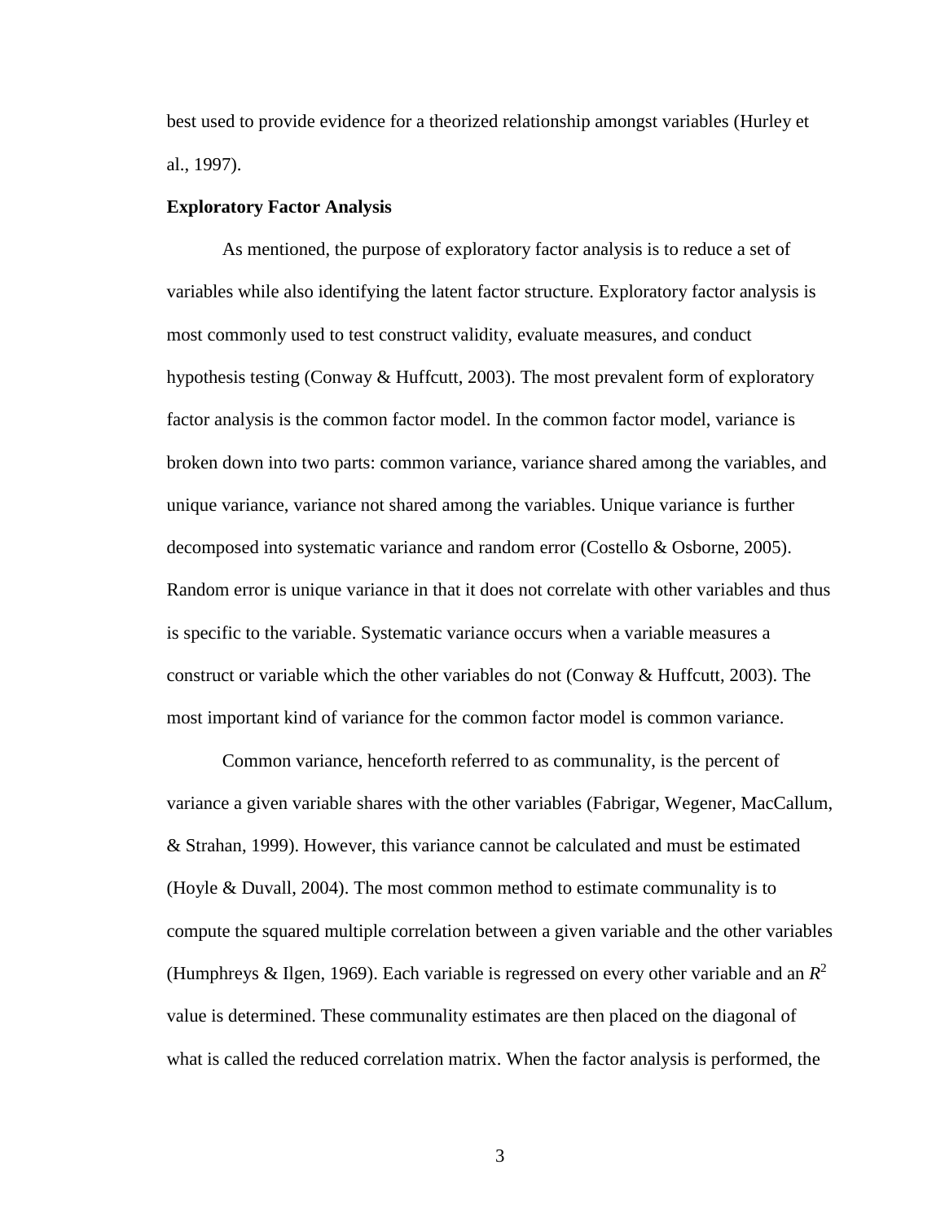best used to provide evidence for a theorized relationship amongst variables (Hurley et al., 1997).

**Exploratory Factor Analysis**

As mentioned, the purpose of exploratory factor analysis is to reduce a set of variables while also identifying the latent factor structure. Exploratory factor analysis is most commonly used to test construct validity, evaluate measures, and conduct hypothesis testing (Conway & Huffcutt, 2003). The most prevalent form of exploratory factor analysis is the common factor model. In the common factor model, variance is broken down into two parts: common variance, variance shared among the variables, and unique variance, variance not shared among the variables. Unique variance is further decomposed into systematic variance and random error (Costello & Osborne, 2005). Random error is unique variance in that it does not correlate with other variables and thus is specific to the variable. Systematic variance occurs when a variable measures a construct or variable which the other variables do not (Conway & Huffcutt, 2003). The most important kind of variance for the common factor model is common variance.

Common variance, henceforth referred to as communality, is the percent of variance a given variable shares with the other variables (Fabrigar, Wegener, MacCallum, & Strahan, 1999). However, this variance cannot be calculated and must be estimated (Hoyle & Duvall, 2004). The most common method to estimate communality is to compute the squared multiple correlation between a given variable and the other variables (Humphreys & Ilgen, 1969). Each variable is regressed on every other variable and an $R^2$ value is determined. These communality estimates are then placed on the diagonal of what is called the reduced correlation matrix. When the factor analysis is performed, the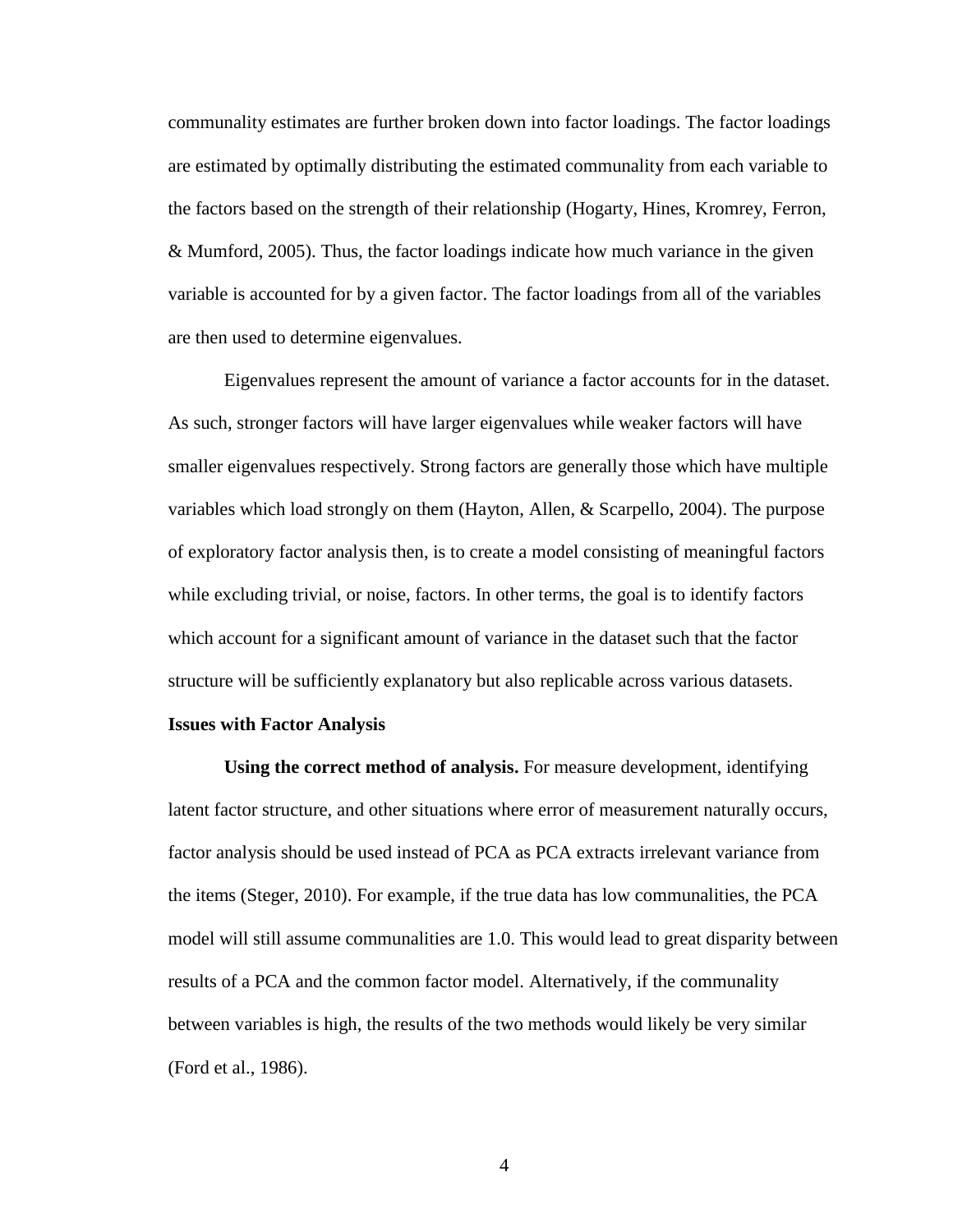communality estimates are further broken down into factor loadings. The factor loadings are estimated by optimally distributing the estimated communality from each variable to the factors based on the strength of their relationship (Hogarty, Hines, Kromrey, Ferron, & Mumford, 2005). Thus, the factor loadings indicate how much variance in the given variable is accounted for by a given factor. The factor loadings from all of the variables are then used to determine eigenvalues.

Eigenvalues represent the amount of variance a factor accounts for in the dataset. As such, stronger factors will have larger eigenvalues while weaker factors will have smaller eigenvalues respectively. Strong factors are generally those which have multiple variables which load strongly on them (Hayton, Allen, & Scarpello, 2004). The purpose of exploratory factor analysis then, is to create a model consisting of meaningful factors while excluding trivial, or noise, factors. In other terms, the goal is to identify factors which account for a significant amount of variance in the dataset such that the factor structure will be sufficiently explanatory but also replicable across various datasets.

### Issues with Factor Analysis

**Using the correct method of analysis.** For measure development, identifying latent factor structure, and other situations where error of measurement naturally occurs, factor analysis should be used instead of PCA as PCA extracts irrelevant variance from the items (Steger, 2010). For example, if the true data has low communalities, the PCA model will still assume communalities are 1.0. This would lead to great disparity between results of a PCA and the common factor model. Alternatively, if the communality between variables is high, the results of the two methods would likely be very similar (Ford et al., 1986).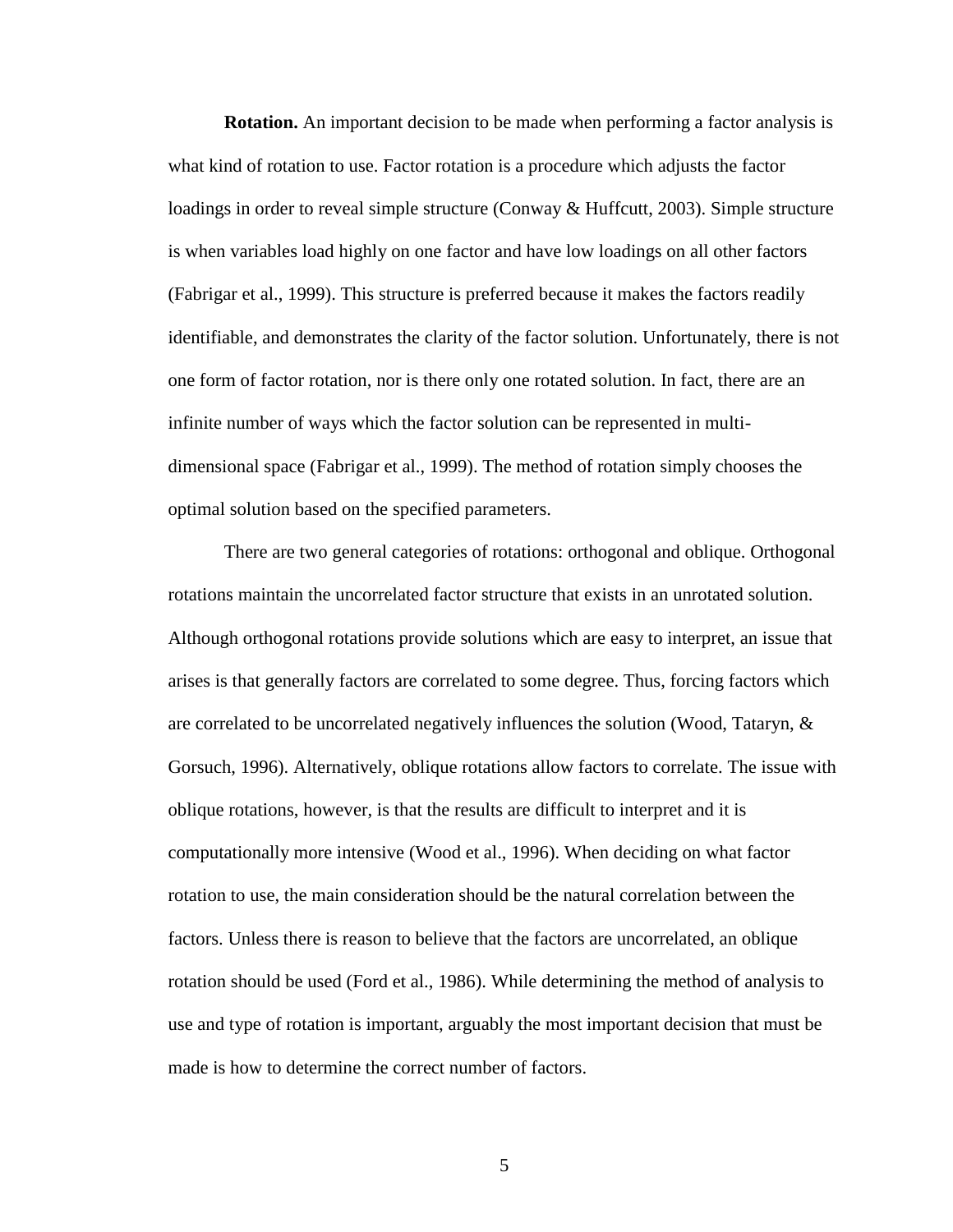**Rotation.** An important decision to be made when performing a factor analysis is what kind of rotation to use. Factor rotation is a procedure which adjusts the factor loadings in order to reveal simple structure (Conway & Huffcutt, 2003). Simple structure is when variables load highly on one factor and have low loadings on all other factors (Fabrigar et al., 1999). This structure is preferred because it makes the factors readily identifiable, and demonstrates the clarity of the factor solution. Unfortunately, there is not one form of factor rotation, nor is there only one rotated solution. In fact, there are an infinite number of ways which the factor solution can be represented in multi-dimensional space (Fabrigar et al., 1999). The method of rotation simply chooses the optimal solution based on the specified parameters.

There are two general categories of rotations: orthogonal and oblique. Orthogonal rotations maintain the uncorrelated factor structure that exists in an unrotated solution. Although orthogonal rotations provide solutions which are easy to interpret, an issue that arises is that generally factors are correlated to some degree. Thus, forcing factors which are correlated to be uncorrelated negatively influences the solution (Wood, Tataryn, & Gorsuch, 1996). Alternatively, oblique rotations allow factors to correlate. The issue with oblique rotations, however, is that the results are difficult to interpret and it is computationally more intensive (Wood et al., 1996). When deciding on what factor rotation to use, the main consideration should be the natural correlation between the factors. Unless there is reason to believe that the factors are uncorrelated, an oblique rotation should be used (Ford et al., 1986). While determining the method of analysis to use and type of rotation is important, arguably the most important decision that must be made is how to determine the correct number of factors.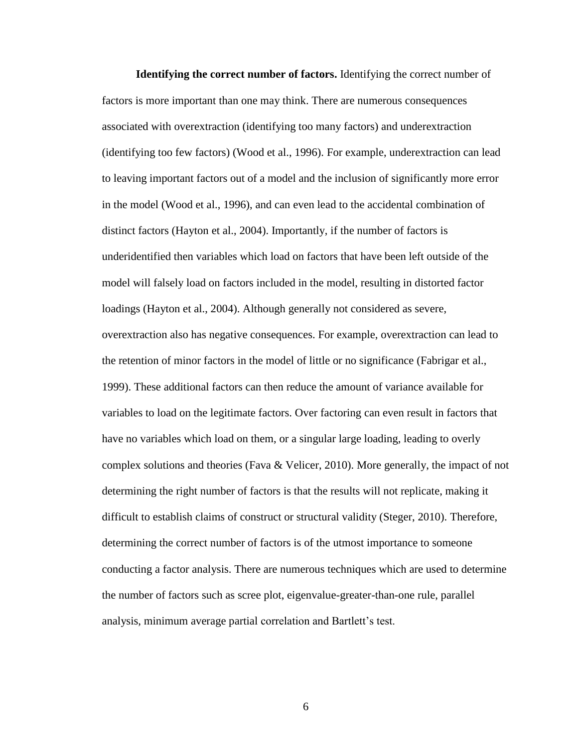**Identifying the correct number of factors.** Identifying the correct number of factors is more important than one may think. There are numerous consequences associated with overextraction (identifying too many factors) and underextraction (identifying too few factors) (Wood et al., 1996). For example, underextraction can lead to leaving important factors out of a model and the inclusion of significantly more error in the model (Wood et al., 1996), and can even lead to the accidental combination of distinct factors (Hayton et al., 2004). Importantly, if the number of factors is underidentified then variables which load on factors that have been left outside of the model will falsely load on factors included in the model, resulting in distorted factor loadings (Hayton et al., 2004). Although generally not considered as severe, overextraction also has negative consequences. For example, overextraction can lead to the retention of minor factors in the model of little or no significance (Fabrigar et al., 1999). These additional factors can then reduce the amount of variance available for variables to load on the legitimate factors. Over factoring can even result in factors that have no variables which load on them, or a singular large loading, leading to overly complex solutions and theories (Fava & Velicer, 2010). More generally, the impact of not determining the right number of factors is that the results will not replicate, making it difficult to establish claims of construct or structural validity (Steger, 2010). Therefore, determining the correct number of factors is of the utmost importance to someone conducting a factor analysis. There are numerous techniques which are used to determine the number of factors such as scree plot, eigenvalue-greater-than-one rule, parallel analysis, minimum average partial correlation and Bartlett's test.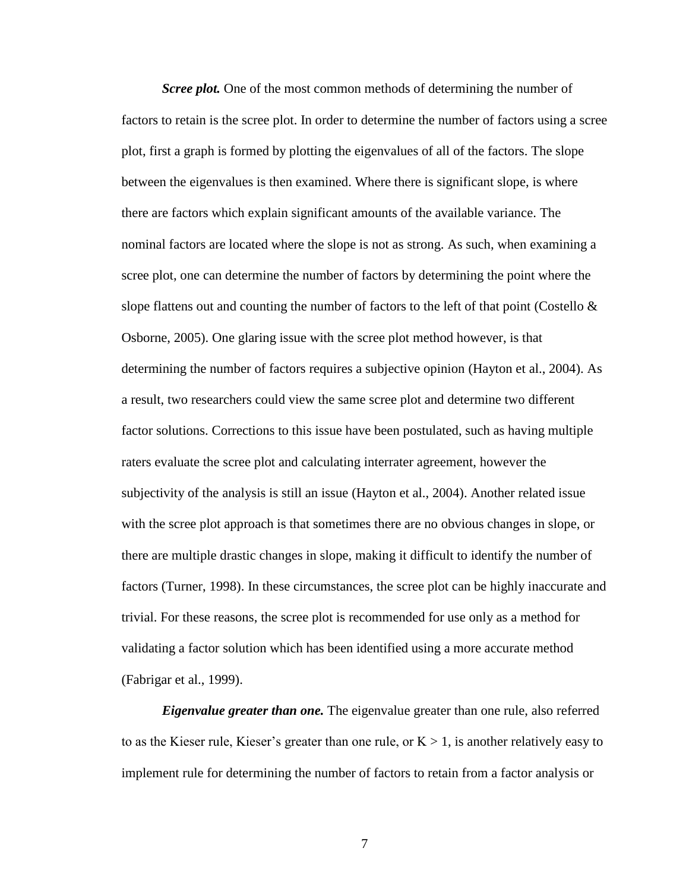***Scree plot.*** One of the most common methods of determining the number of factors to retain is the scree plot. In order to determine the number of factors using a scree plot, first a graph is formed by plotting the eigenvalues of all of the factors. The slope between the eigenvalues is then examined. Where there is significant slope, is where there are factors which explain significant amounts of the available variance. The nominal factors are located where the slope is not as strong. As such, when examining a scree plot, one can determine the number of factors by determining the point where the slope flattens out and counting the number of factors to the left of that point (Costello & Osborne, 2005). One glaring issue with the scree plot method however, is that determining the number of factors requires a subjective opinion (Hayton et al., 2004). As a result, two researchers could view the same scree plot and determine two different factor solutions. Corrections to this issue have been postulated, such as having multiple raters evaluate the scree plot and calculating interrater agreement, however the subjectivity of the analysis is still an issue (Hayton et al., 2004). Another related issue with the scree plot approach is that sometimes there are no obvious changes in slope, or there are multiple drastic changes in slope, making it difficult to identify the number of factors (Turner, 1998). In these circumstances, the scree plot can be highly inaccurate and trivial. For these reasons, the scree plot is recommended for use only as a method for validating a factor solution which has been identified using a more accurate method (Fabrigar et al., 1999).

***Eigenvalue greater than one.*** The eigenvalue greater than one rule, also referred to as the Kieser rule, Kieser's greater than one rule, or $K > 1$, is another relatively easy to implement rule for determining the number of factors to retain from a factor analysis or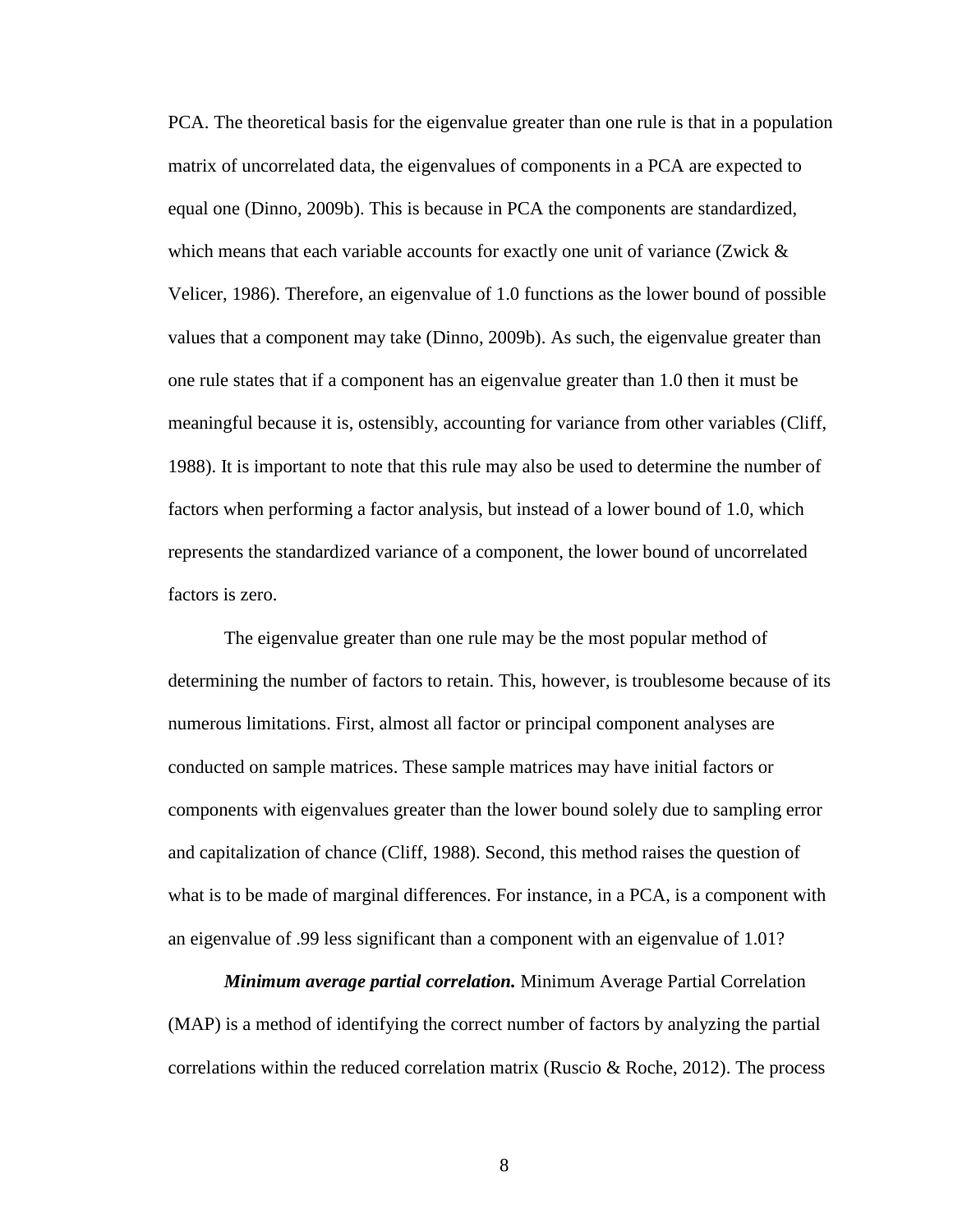PCA. The theoretical basis for the eigenvalue greater than one rule is that in a population matrix of uncorrelated data, the eigenvalues of components in a PCA are expected to equal one (Dinno, 2009b). This is because in PCA the components are standardized, which means that each variable accounts for exactly one unit of variance (Zwick & Velicer, 1986). Therefore, an eigenvalue of 1.0 functions as the lower bound of possible values that a component may take (Dinno, 2009b). As such, the eigenvalue greater than one rule states that if a component has an eigenvalue greater than 1.0 then it must be meaningful because it is, ostensibly, accounting for variance from other variables (Cliff, 1988). It is important to note that this rule may also be used to determine the number of factors when performing a factor analysis, but instead of a lower bound of 1.0, which represents the standardized variance of a component, the lower bound of uncorrelated factors is zero.

The eigenvalue greater than one rule may be the most popular method of determining the number of factors to retain. This, however, is troublesome because of its numerous limitations. First, almost all factor or principal component analyses are conducted on sample matrices. These sample matrices may have initial factors or components with eigenvalues greater than the lower bound solely due to sampling error and capitalization of chance (Cliff, 1988). Second, this method raises the question of what is to be made of marginal differences. For instance, in a PCA, is a component with an eigenvalue of .99 less significant than a component with an eigenvalue of 1.01?

***Minimum average partial correlation.*** Minimum Average Partial Correlation (MAP) is a method of identifying the correct number of factors by analyzing the partial correlations within the reduced correlation matrix (Ruscio & Roche, 2012). The process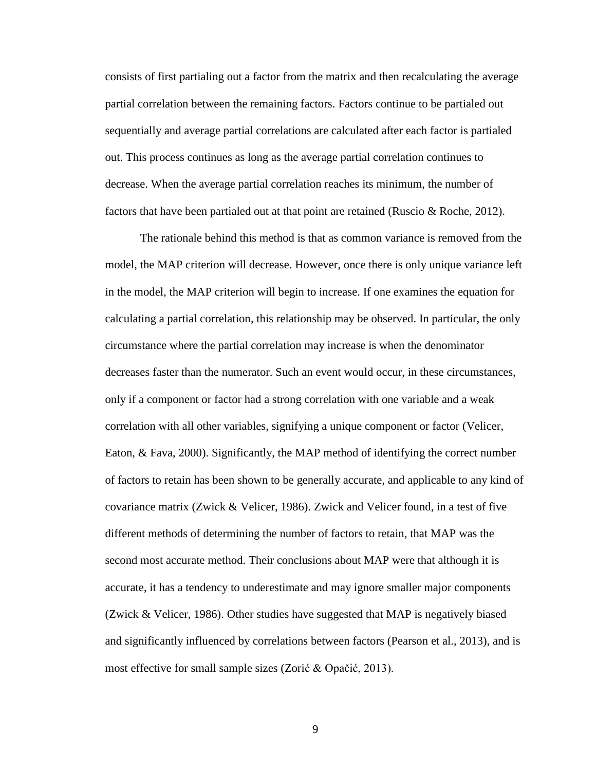consists of first partialing out a factor from the matrix and then recalculating the average partial correlation between the remaining factors. Factors continue to be partialed out sequentially and average partial correlations are calculated after each factor is partialed out. This process continues as long as the average partial correlation continues to decrease. When the average partial correlation reaches its minimum, the number of factors that have been partialed out at that point are retained (Ruscio & Roche, 2012).

The rationale behind this method is that as common variance is removed from the model, the MAP criterion will decrease. However, once there is only unique variance left in the model, the MAP criterion will begin to increase. If one examines the equation for calculating a partial correlation, this relationship may be observed. In particular, the only circumstance where the partial correlation may increase is when the denominator decreases faster than the numerator. Such an event would occur, in these circumstances, only if a component or factor had a strong correlation with one variable and a weak correlation with all other variables, signifying a unique component or factor (Velicer, Eaton, & Fava, 2000). Significantly, the MAP method of identifying the correct number of factors to retain has been shown to be generally accurate, and applicable to any kind of covariance matrix (Zwick & Velicer, 1986). Zwick and Velicer found, in a test of five different methods of determining the number of factors to retain, that MAP was the second most accurate method. Their conclusions about MAP were that although it is accurate, it has a tendency to underestimate and may ignore smaller major components (Zwick & Velicer, 1986). Other studies have suggested that MAP is negatively biased and significantly influenced by correlations between factors (Pearson et al., 2013), and is most effective for small sample sizes (Zorić & Opačić, 2013).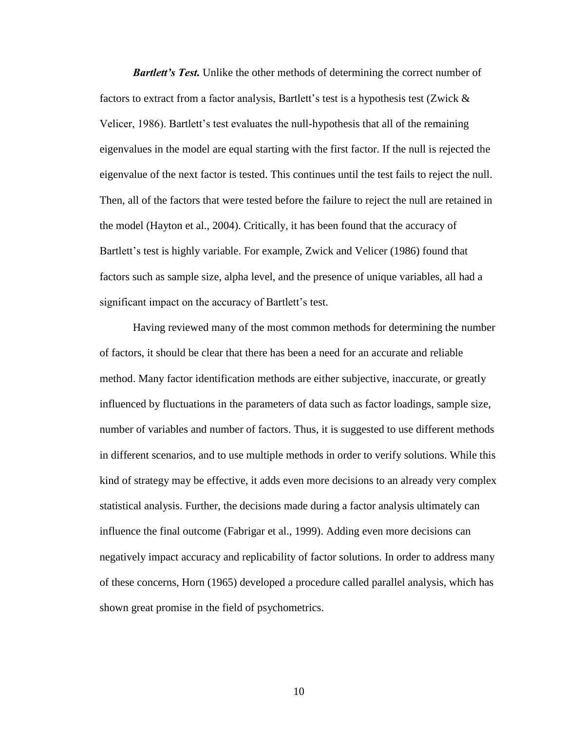***Bartlett's Test.*** Unlike the other methods of determining the correct number of factors to extract from a factor analysis, Bartlett's test is a hypothesis test (Zwick & Velicer, 1986). Bartlett's test evaluates the null-hypothesis that all of the remaining eigenvalues in the model are equal starting with the first factor. If the null is rejected the eigenvalue of the next factor is tested. This continues until the test fails to reject the null. Then, all of the factors that were tested before the failure to reject the null are retained in the model (Hayton et al., 2004). Critically, it has been found that the accuracy of Bartlett's test is highly variable. For example, Zwick and Velicer (1986) found that factors such as sample size, alpha level, and the presence of unique variables, all had a significant impact on the accuracy of Bartlett's test.

Having reviewed many of the most common methods for determining the number of factors, it should be clear that there has been a need for an accurate and reliable method. Many factor identification methods are either subjective, inaccurate, or greatly influenced by fluctuations in the parameters of data such as factor loadings, sample size, number of variables and number of factors. Thus, it is suggested to use different methods in different scenarios, and to use multiple methods in order to verify solutions. While this kind of strategy may be effective, it adds even more decisions to an already very complex statistical analysis. Further, the decisions made during a factor analysis ultimately can influence the final outcome (Fabrigar et al., 1999). Adding even more decisions can negatively impact accuracy and replicability of factor solutions. In order to address many of these concerns, Horn (1965) developed a procedure called parallel analysis, which has shown great promise in the field of psychometrics.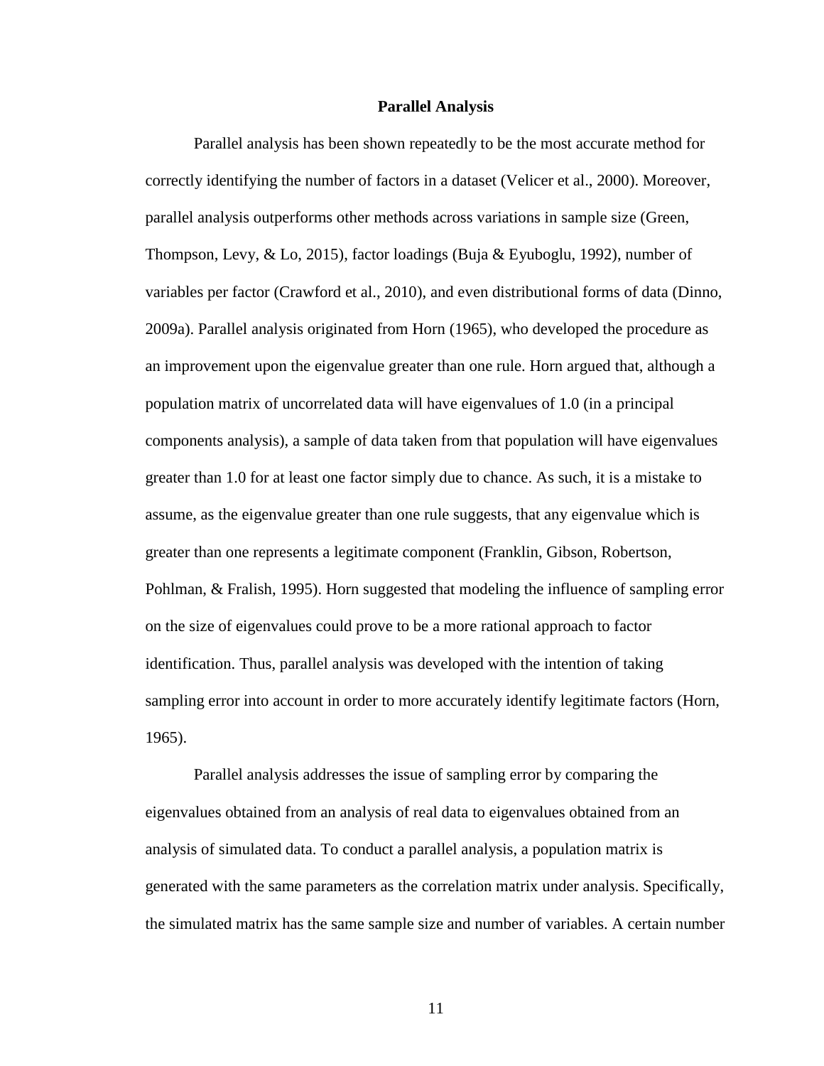## Parallel Analysis

Parallel analysis has been shown repeatedly to be the most accurate method for correctly identifying the number of factors in a dataset (Velicer et al., 2000). Moreover, parallel analysis outperforms other methods across variations in sample size (Green, Thompson, Levy, & Lo, 2015), factor loadings (Buja & Eyuboglu, 1992), number of variables per factor (Crawford et al., 2010), and even distributional forms of data (Dinno, 2009a). Parallel analysis originated from Horn (1965), who developed the procedure as an improvement upon the eigenvalue greater than one rule. Horn argued that, although a population matrix of uncorrelated data will have eigenvalues of 1.0 (in a principal components analysis), a sample of data taken from that population will have eigenvalues greater than 1.0 for at least one factor simply due to chance. As such, it is a mistake to assume, as the eigenvalue greater than one rule suggests, that any eigenvalue which is greater than one represents a legitimate component (Franklin, Gibson, Robertson, Pohlman, & Fralish, 1995). Horn suggested that modeling the influence of sampling error on the size of eigenvalues could prove to be a more rational approach to factor identification. Thus, parallel analysis was developed with the intention of taking sampling error into account in order to more accurately identify legitimate factors (Horn, 1965).

Parallel analysis addresses the issue of sampling error by comparing the eigenvalues obtained from an analysis of real data to eigenvalues obtained from an analysis of simulated data. To conduct a parallel analysis, a population matrix is generated with the same parameters as the correlation matrix under analysis. Specifically, the simulated matrix has the same sample size and number of variables. A certain number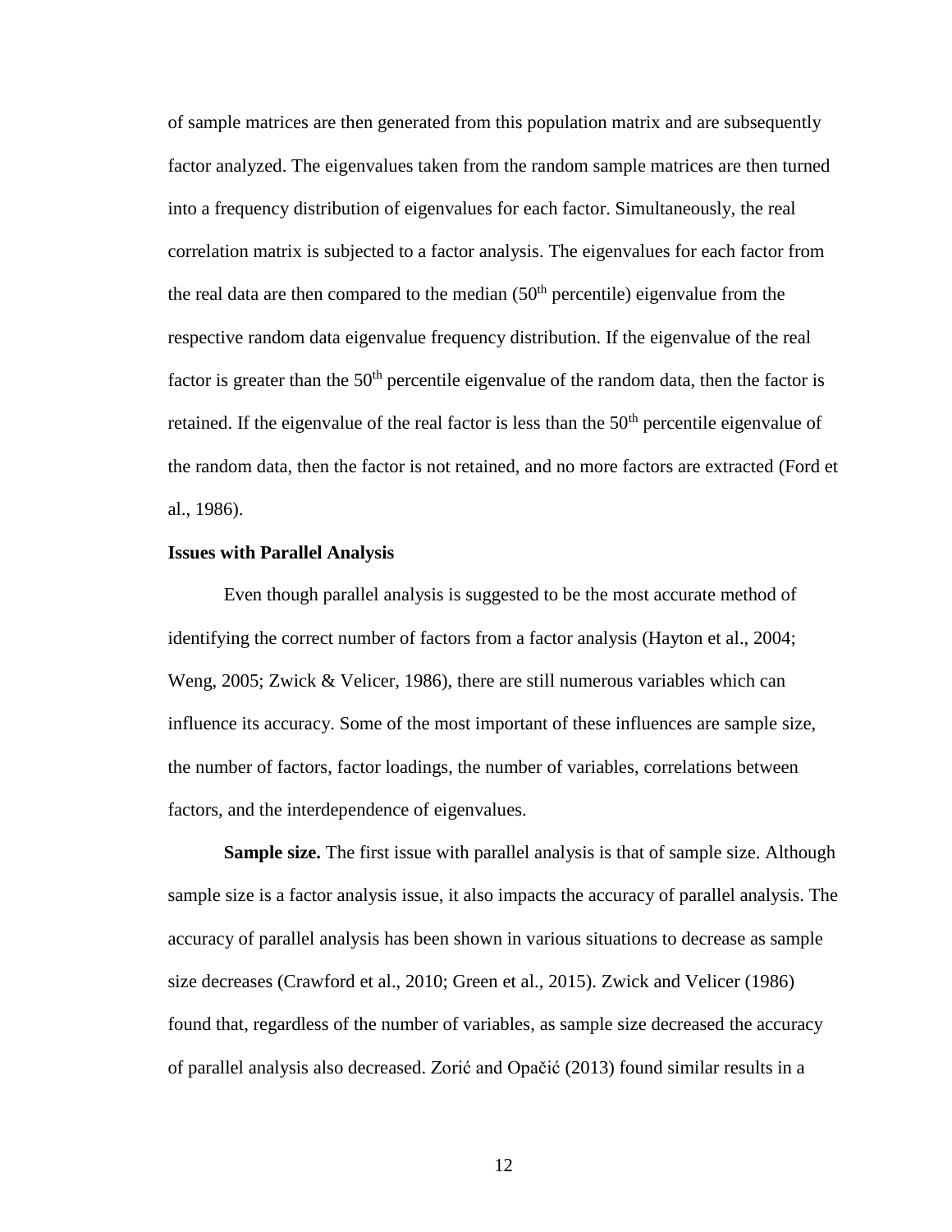of sample matrices are then generated from this population matrix and are subsequently factor analyzed. The eigenvalues taken from the random sample matrices are then turned into a frequency distribution of eigenvalues for each factor. Simultaneously, the real correlation matrix is subjected to a factor analysis. The eigenvalues for each factor from the real data are then compared to the median (50$^{th}$ percentile) eigenvalue from the respective random data eigenvalue frequency distribution. If the eigenvalue of the real factor is greater than the 50$^{th}$ percentile eigenvalue of the random data, then the factor is retained. If the eigenvalue of the real factor is less than the 50$^{th}$ percentile eigenvalue of the random data, then the factor is not retained, and no more factors are extracted (Ford et al., 1986).

**Issues with Parallel Analysis**

Even though parallel analysis is suggested to be the most accurate method of identifying the correct number of factors from a factor analysis (Hayton et al., 2004; Weng, 2005; Zwick & Velicer, 1986), there are still numerous variables which can influence its accuracy. Some of the most important of these influences are sample size, the number of factors, factor loadings, the number of variables, correlations between factors, and the interdependence of eigenvalues.

**Sample size.** The first issue with parallel analysis is that of sample size. Although sample size is a factor analysis issue, it also impacts the accuracy of parallel analysis. The accuracy of parallel analysis has been shown in various situations to decrease as sample size decreases (Crawford et al., 2010; Green et al., 2015). Zwick and Velicer (1986) found that, regardless of the number of variables, as sample size decreased the accuracy of parallel analysis also decreased. Zorić and Opačić (2013) found similar results in a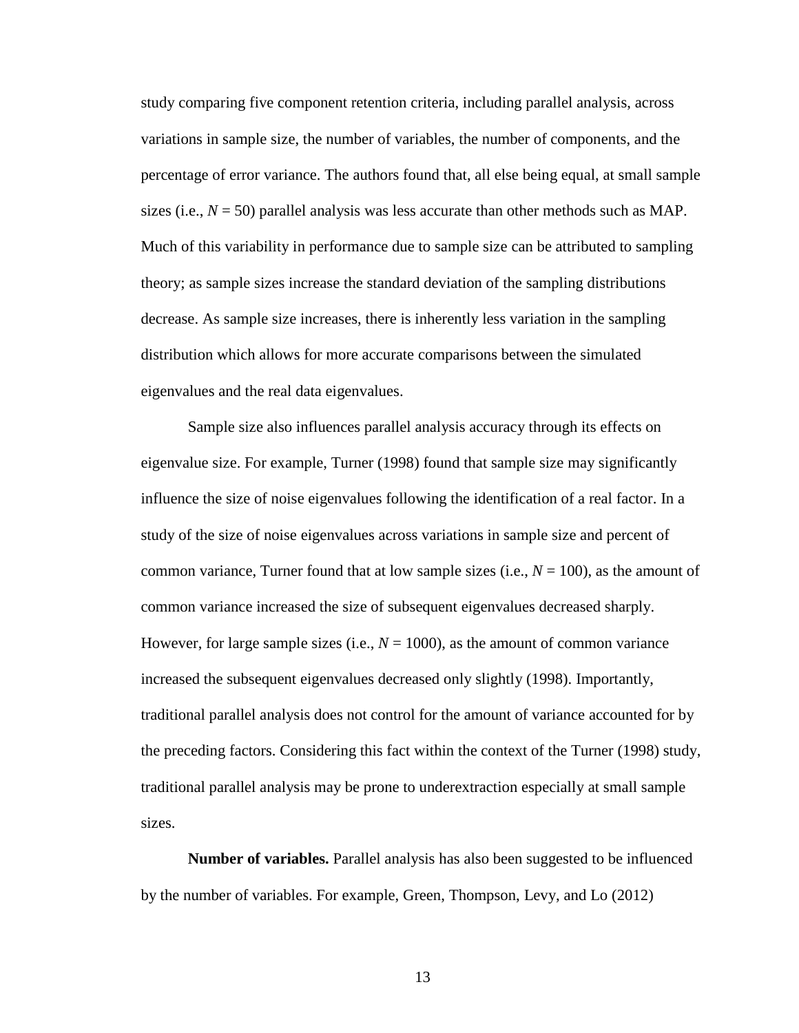study comparing five component retention criteria, including parallel analysis, across variations in sample size, the number of variables, the number of components, and the percentage of error variance. The authors found that, all else being equal, at small sample sizes (i.e., $N = 50$) parallel analysis was less accurate than other methods such as MAP. Much of this variability in performance due to sample size can be attributed to sampling theory; as sample sizes increase the standard deviation of the sampling distributions decrease. As sample size increases, there is inherently less variation in the sampling distribution which allows for more accurate comparisons between the simulated eigenvalues and the real data eigenvalues.

Sample size also influences parallel analysis accuracy through its effects on eigenvalue size. For example, Turner (1998) found that sample size may significantly influence the size of noise eigenvalues following the identification of a real factor. In a study of the size of noise eigenvalues across variations in sample size and percent of common variance, Turner found that at low sample sizes (i.e., $N = 100$), as the amount of common variance increased the size of subsequent eigenvalues decreased sharply. However, for large sample sizes (i.e., $N = 1000$), as the amount of common variance increased the subsequent eigenvalues decreased only slightly (1998). Importantly, traditional parallel analysis does not control for the amount of variance accounted for by the preceding factors. Considering this fact within the context of the Turner (1998) study, traditional parallel analysis may be prone to underextraction especially at small sample sizes.

**Number of variables.** Parallel analysis has also been suggested to be influenced by the number of variables. For example, Green, Thompson, Levy, and Lo (2012)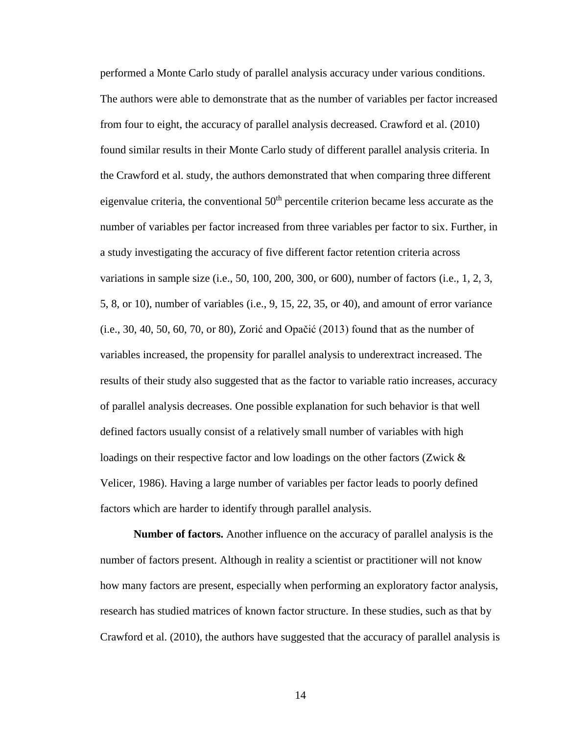performed a Monte Carlo study of parallel analysis accuracy under various conditions. The authors were able to demonstrate that as the number of variables per factor increased from four to eight, the accuracy of parallel analysis decreased. Crawford et al. (2010) found similar results in their Monte Carlo study of different parallel analysis criteria. In the Crawford et al. study, the authors demonstrated that when comparing three different eigenvalue criteria, the conventional 50th percentile criterion became less accurate as the number of variables per factor increased from three variables per factor to six. Further, in a study investigating the accuracy of five different factor retention criteria across variations in sample size (i.e., 50, 100, 200, 300, or 600), number of factors (i.e., 1, 2, 3, 5, 8, or 10), number of variables (i.e., 9, 15, 22, 35, or 40), and amount of error variance (i.e., 30, 40, 50, 60, 70, or 80), Zorić and Opačić (2013) found that as the number of variables increased, the propensity for parallel analysis to underextract increased. The results of their study also suggested that as the factor to variable ratio increases, accuracy of parallel analysis decreases. One possible explanation for such behavior is that well defined factors usually consist of a relatively small number of variables with high loadings on their respective factor and low loadings on the other factors (Zwick & Velicer, 1986). Having a large number of variables per factor leads to poorly defined factors which are harder to identify through parallel analysis.

**Number of factors.** Another influence on the accuracy of parallel analysis is the number of factors present. Although in reality a scientist or practitioner will not know how many factors are present, especially when performing an exploratory factor analysis, research has studied matrices of known factor structure. In these studies, such as that by Crawford et al. (2010), the authors have suggested that the accuracy of parallel analysis is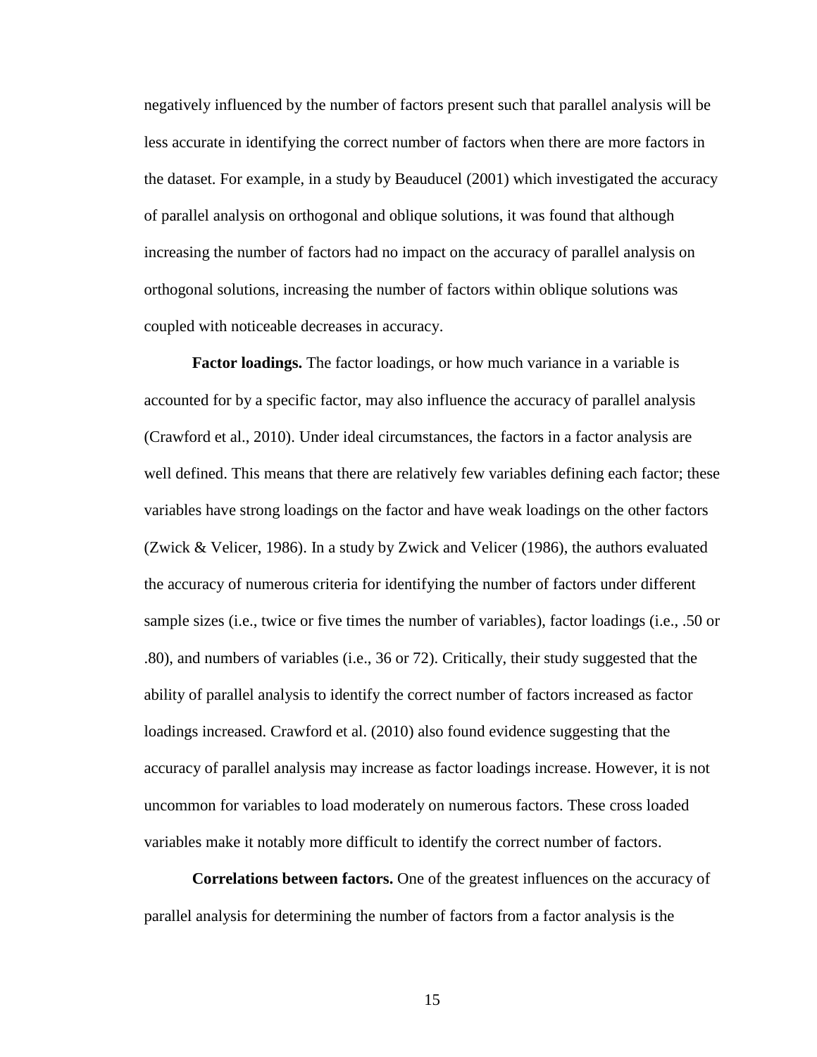negatively influenced by the number of factors present such that parallel analysis will be less accurate in identifying the correct number of factors when there are more factors in the dataset. For example, in a study by Beauducel (2001) which investigated the accuracy of parallel analysis on orthogonal and oblique solutions, it was found that although increasing the number of factors had no impact on the accuracy of parallel analysis on orthogonal solutions, increasing the number of factors within oblique solutions was coupled with noticeable decreases in accuracy.

**Factor loadings.** The factor loadings, or how much variance in a variable is accounted for by a specific factor, may also influence the accuracy of parallel analysis (Crawford et al., 2010). Under ideal circumstances, the factors in a factor analysis are well defined. This means that there are relatively few variables defining each factor; these variables have strong loadings on the factor and have weak loadings on the other factors (Zwick & Velicer, 1986). In a study by Zwick and Velicer (1986), the authors evaluated the accuracy of numerous criteria for identifying the number of factors under different sample sizes (i.e., twice or five times the number of variables), factor loadings (i.e., .50 or .80), and numbers of variables (i.e., 36 or 72). Critically, their study suggested that the ability of parallel analysis to identify the correct number of factors increased as factor loadings increased. Crawford et al. (2010) also found evidence suggesting that the accuracy of parallel analysis may increase as factor loadings increase. However, it is not uncommon for variables to load moderately on numerous factors. These cross loaded variables make it notably more difficult to identify the correct number of factors.

**Correlations between factors.** One of the greatest influences on the accuracy of parallel analysis for determining the number of factors from a factor analysis is the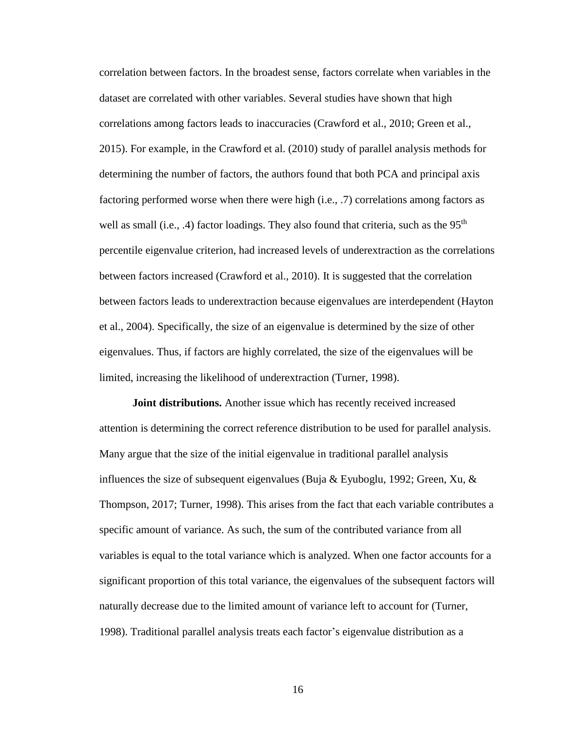correlation between factors. In the broadest sense, factors correlate when variables in the dataset are correlated with other variables. Several studies have shown that high correlations among factors leads to inaccuracies (Crawford et al., 2010; Green et al., 2015). For example, in the Crawford et al. (2010) study of parallel analysis methods for determining the number of factors, the authors found that both PCA and principal axis factoring performed worse when there were high (i.e., .7) correlations among factors as well as small (i.e., .4) factor loadings. They also found that criteria, such as the 95$^{th}$ percentile eigenvalue criterion, had increased levels of underextraction as the correlations between factors increased (Crawford et al., 2010). It is suggested that the correlation between factors leads to underextraction because eigenvalues are interdependent (Hayton et al., 2004). Specifically, the size of an eigenvalue is determined by the size of other eigenvalues. Thus, if factors are highly correlated, the size of the eigenvalues will be limited, increasing the likelihood of underextraction (Turner, 1998).

**Joint distributions.** Another issue which has recently received increased attention is determining the correct reference distribution to be used for parallel analysis. Many argue that the size of the initial eigenvalue in traditional parallel analysis influences the size of subsequent eigenvalues (Buja & Eyuboglu, 1992; Green, Xu, & Thompson, 2017; Turner, 1998). This arises from the fact that each variable contributes a specific amount of variance. As such, the sum of the contributed variance from all variables is equal to the total variance which is analyzed. When one factor accounts for a significant proportion of this total variance, the eigenvalues of the subsequent factors will naturally decrease due to the limited amount of variance left to account for (Turner, 1998). Traditional parallel analysis treats each factor's eigenvalue distribution as a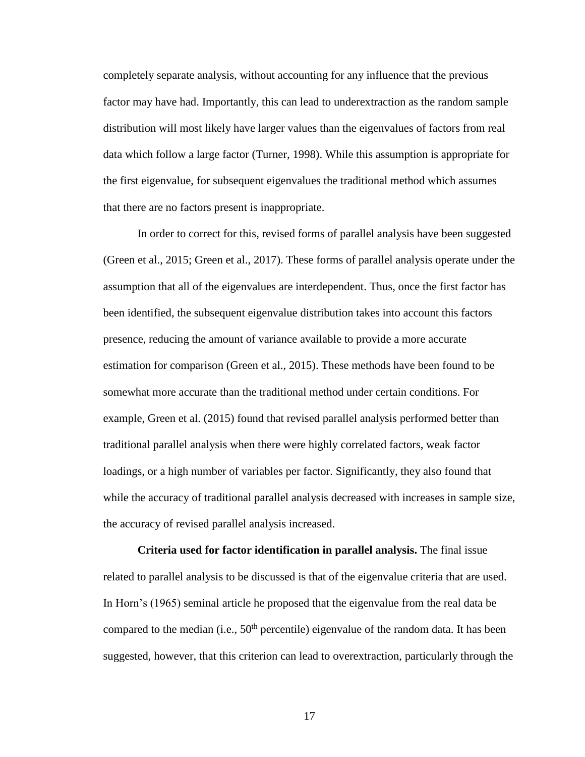completely separate analysis, without accounting for any influence that the previous factor may have had. Importantly, this can lead to underextraction as the random sample distribution will most likely have larger values than the eigenvalues of factors from real data which follow a large factor (Turner, 1998). While this assumption is appropriate for the first eigenvalue, for subsequent eigenvalues the traditional method which assumes that there are no factors present is inappropriate.

In order to correct for this, revised forms of parallel analysis have been suggested (Green et al., 2015; Green et al., 2017). These forms of parallel analysis operate under the assumption that all of the eigenvalues are interdependent. Thus, once the first factor has been identified, the subsequent eigenvalue distribution takes into account this factors presence, reducing the amount of variance available to provide a more accurate estimation for comparison (Green et al., 2015). These methods have been found to be somewhat more accurate than the traditional method under certain conditions. For example, Green et al. (2015) found that revised parallel analysis performed better than traditional parallel analysis when there were highly correlated factors, weak factor loadings, or a high number of variables per factor. Significantly, they also found that while the accuracy of traditional parallel analysis decreased with increases in sample size, the accuracy of revised parallel analysis increased.

**Criteria used for factor identification in parallel analysis.** The final issue related to parallel analysis to be discussed is that of the eigenvalue criteria that are used. In Horn's (1965) seminal article he proposed that the eigenvalue from the real data be compared to the median (i.e., $50^{th}$ percentile) eigenvalue of the random data. It has been suggested, however, that this criterion can lead to overextraction, particularly through the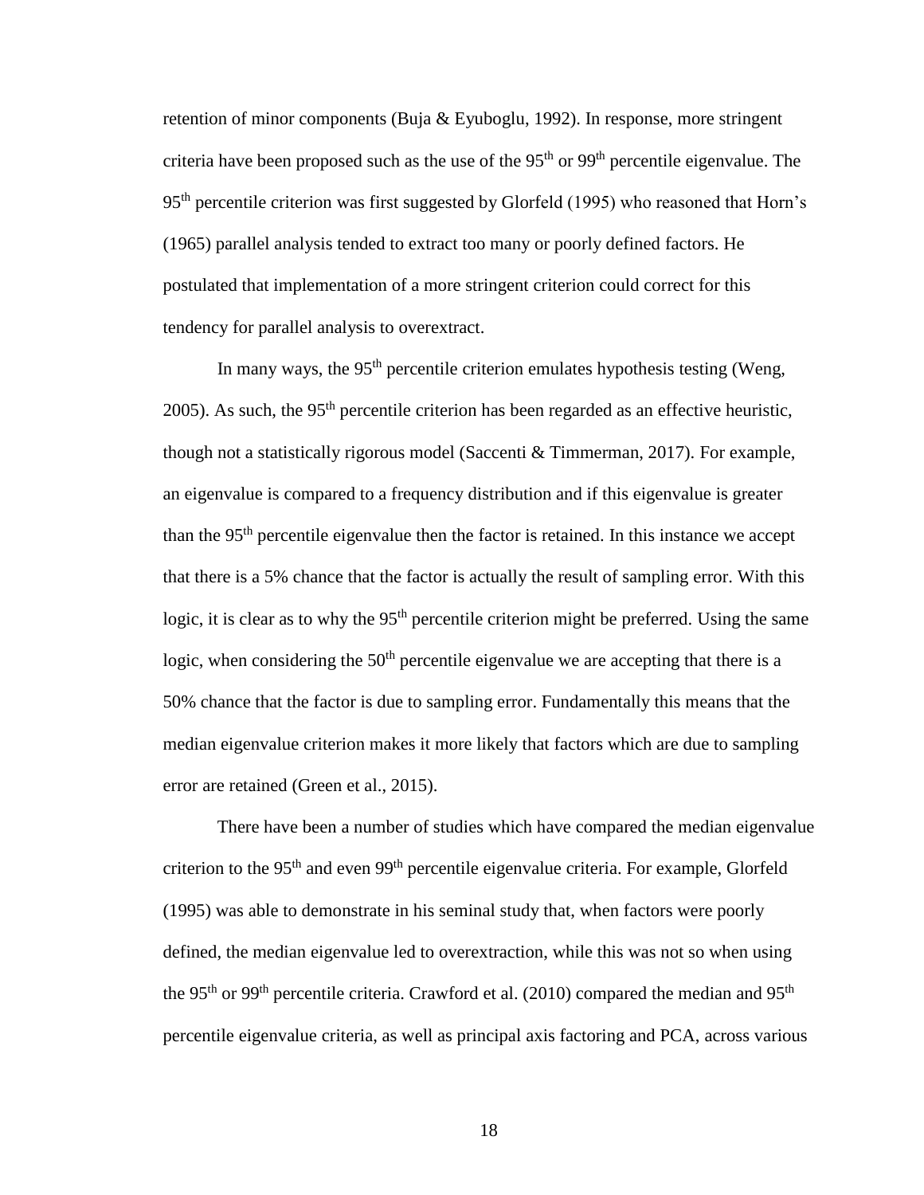retention of minor components (Buja & Eyuboglu, 1992). In response, more stringent criteria have been proposed such as the use of the 95$^{th}$ or 99$^{th}$ percentile eigenvalue. The 95$^{th}$ percentile criterion was first suggested by Glorfeld (1995) who reasoned that Horn's (1965) parallel analysis tended to extract too many or poorly defined factors. He postulated that implementation of a more stringent criterion could correct for this tendency for parallel analysis to overextract.

In many ways, the 95$^{th}$ percentile criterion emulates hypothesis testing (Weng, 2005). As such, the 95$^{th}$ percentile criterion has been regarded as an effective heuristic, though not a statistically rigorous model (Saccenti & Timmerman, 2017). For example, an eigenvalue is compared to a frequency distribution and if this eigenvalue is greater than the 95$^{th}$ percentile eigenvalue then the factor is retained. In this instance we accept that there is a 5% chance that the factor is actually the result of sampling error. With this logic, it is clear as to why the 95$^{th}$ percentile criterion might be preferred. Using the same logic, when considering the 50$^{th}$ percentile eigenvalue we are accepting that there is a 50% chance that the factor is due to sampling error. Fundamentally this means that the median eigenvalue criterion makes it more likely that factors which are due to sampling error are retained (Green et al., 2015).

There have been a number of studies which have compared the median eigenvalue criterion to the 95$^{th}$ and even 99$^{th}$ percentile eigenvalue criteria. For example, Glorfeld (1995) was able to demonstrate in his seminal study that, when factors were poorly defined, the median eigenvalue led to overextraction, while this was not so when using the 95$^{th}$ or 99$^{th}$ percentile criteria. Crawford et al. (2010) compared the median and 95$^{th}$ percentile eigenvalue criteria, as well as principal axis factoring and PCA, across various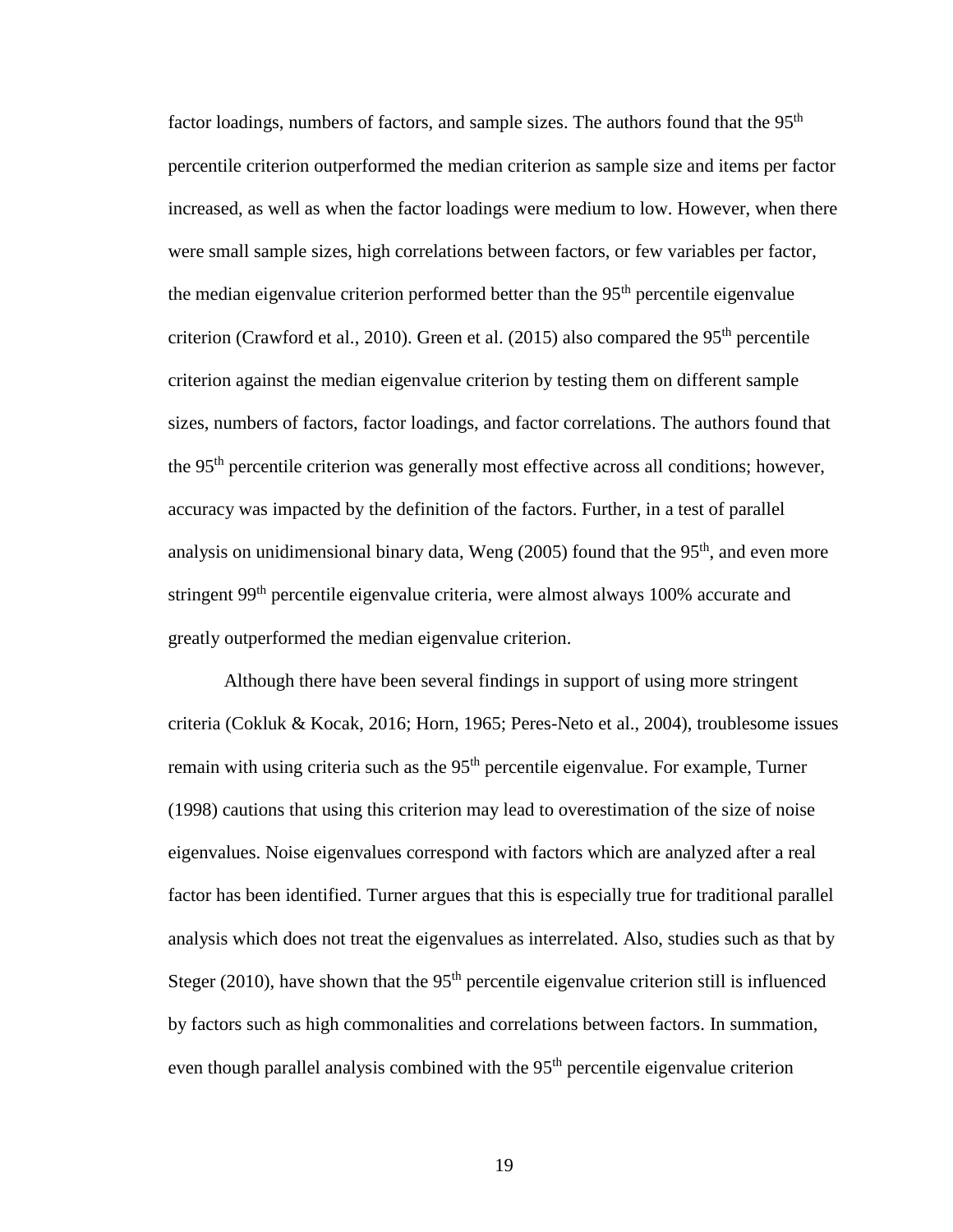factor loadings, numbers of factors, and sample sizes. The authors found that the 95$^{th}$ percentile criterion outperformed the median criterion as sample size and items per factor increased, as well as when the factor loadings were medium to low. However, when there were small sample sizes, high correlations between factors, or few variables per factor, the median eigenvalue criterion performed better than the 95$^{th}$ percentile eigenvalue criterion (Crawford et al., 2010). Green et al. (2015) also compared the 95$^{th}$ percentile criterion against the median eigenvalue criterion by testing them on different sample sizes, numbers of factors, factor loadings, and factor correlations. The authors found that the 95$^{th}$ percentile criterion was generally most effective across all conditions; however, accuracy was impacted by the definition of the factors. Further, in a test of parallel analysis on unidimensional binary data, Weng (2005) found that the 95$^{th}$, and even more stringent 99$^{th}$ percentile eigenvalue criteria, were almost always 100% accurate and greatly outperformed the median eigenvalue criterion.

Although there have been several findings in support of using more stringent criteria (Cokluk & Kocak, 2016; Horn, 1965; Peres-Neto et al., 2004), troublesome issues remain with using criteria such as the 95$^{th}$ percentile eigenvalue. For example, Turner (1998) cautions that using this criterion may lead to overestimation of the size of noise eigenvalues. Noise eigenvalues correspond with factors which are analyzed after a real factor has been identified. Turner argues that this is especially true for traditional parallel analysis which does not treat the eigenvalues as interrelated. Also, studies such as that by Steger (2010), have shown that the 95$^{th}$ percentile eigenvalue criterion still is influenced by factors such as high commonalities and correlations between factors. In summation, even though parallel analysis combined with the 95$^{th}$ percentile eigenvalue criterion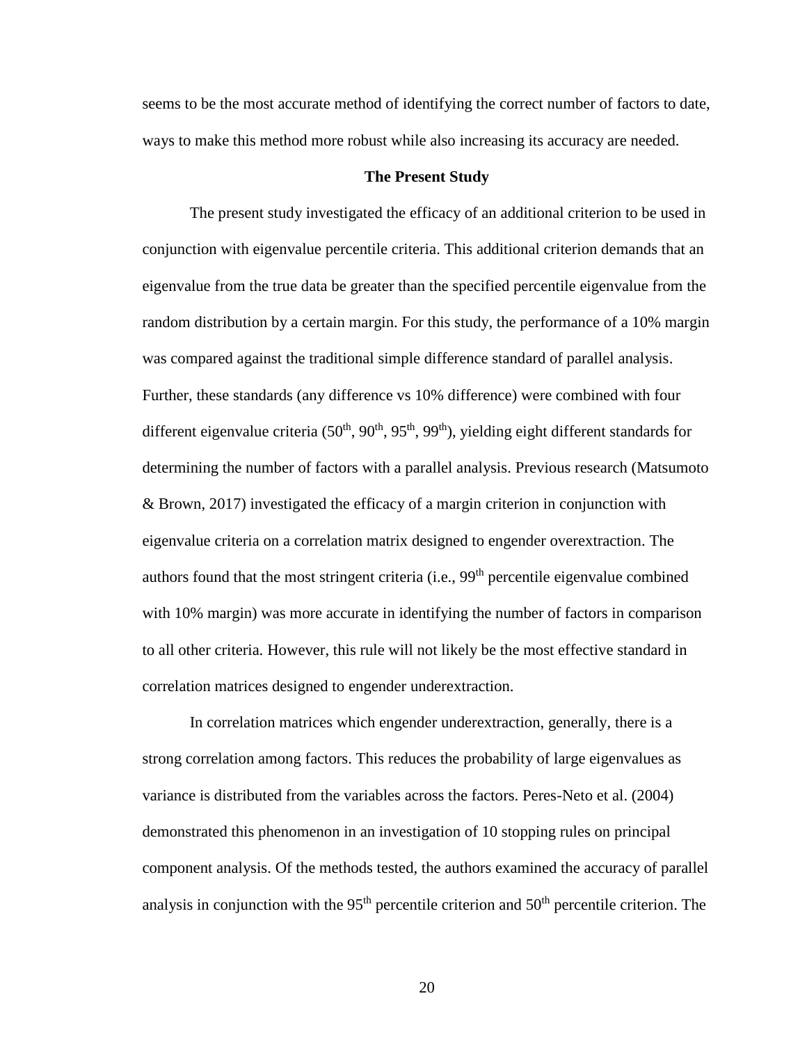seems to be the most accurate method of identifying the correct number of factors to date, ways to make this method more robust while also increasing its accuracy are needed.

## The Present Study

The present study investigated the efficacy of an additional criterion to be used in conjunction with eigenvalue percentile criteria. This additional criterion demands that an eigenvalue from the true data be greater than the specified percentile eigenvalue from the random distribution by a certain margin. For this study, the performance of a 10% margin was compared against the traditional simple difference standard of parallel analysis. Further, these standards (any difference vs 10% difference) were combined with four different eigenvalue criteria ($50^{th}$, $90^{th}$, $95^{th}$, $99^{th}$), yielding eight different standards for determining the number of factors with a parallel analysis. Previous research (Matsumoto & Brown, 2017) investigated the efficacy of a margin criterion in conjunction with eigenvalue criteria on a correlation matrix designed to engender overextraction. The authors found that the most stringent criteria (i.e., $99^{th}$ percentile eigenvalue combined with 10% margin) was more accurate in identifying the number of factors in comparison to all other criteria. However, this rule will not likely be the most effective standard in correlation matrices designed to engender underextraction.

In correlation matrices which engender underextraction, generally, there is a strong correlation among factors. This reduces the probability of large eigenvalues as variance is distributed from the variables across the factors. Peres-Neto et al. (2004) demonstrated this phenomenon in an investigation of 10 stopping rules on principal component analysis. Of the methods tested, the authors examined the accuracy of parallel analysis in conjunction with the $95^{th}$ percentile criterion and $50^{th}$ percentile criterion. The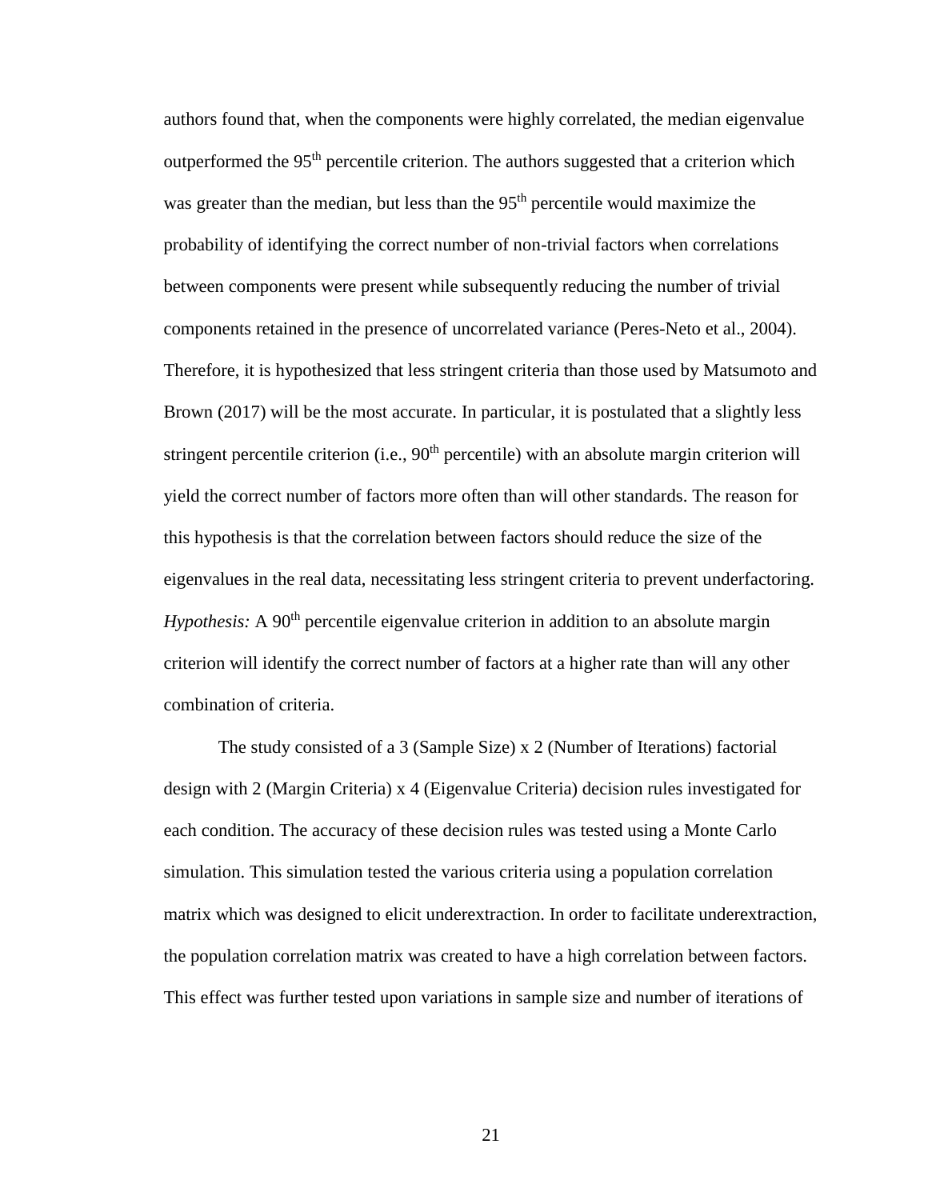authors found that, when the components were highly correlated, the median eigenvalue outperformed the 95$^{th}$ percentile criterion. The authors suggested that a criterion which was greater than the median, but less than the 95$^{th}$ percentile would maximize the probability of identifying the correct number of non-trivial factors when correlations between components were present while subsequently reducing the number of trivial components retained in the presence of uncorrelated variance (Peres-Neto et al., 2004). Therefore, it is hypothesized that less stringent criteria than those used by Matsumoto and Brown (2017) will be the most accurate. In particular, it is postulated that a slightly less stringent percentile criterion (i.e., 90$^{th}$ percentile) with an absolute margin criterion will yield the correct number of factors more often than will other standards. The reason for this hypothesis is that the correlation between factors should reduce the size of the eigenvalues in the real data, necessitating less stringent criteria to prevent underfactoring. *Hypothesis:* A 90$^{th}$ percentile eigenvalue criterion in addition to an absolute margin criterion will identify the correct number of factors at a higher rate than will any other combination of criteria.

The study consisted of a 3 (Sample Size) x 2 (Number of Iterations) factorial design with 2 (Margin Criteria) x 4 (Eigenvalue Criteria) decision rules investigated for each condition. The accuracy of these decision rules was tested using a Monte Carlo simulation. This simulation tested the various criteria using a population correlation matrix which was designed to elicit underextraction. In order to facilitate underextraction, the population correlation matrix was created to have a high correlation between factors. This effect was further tested upon variations in sample size and number of iterations of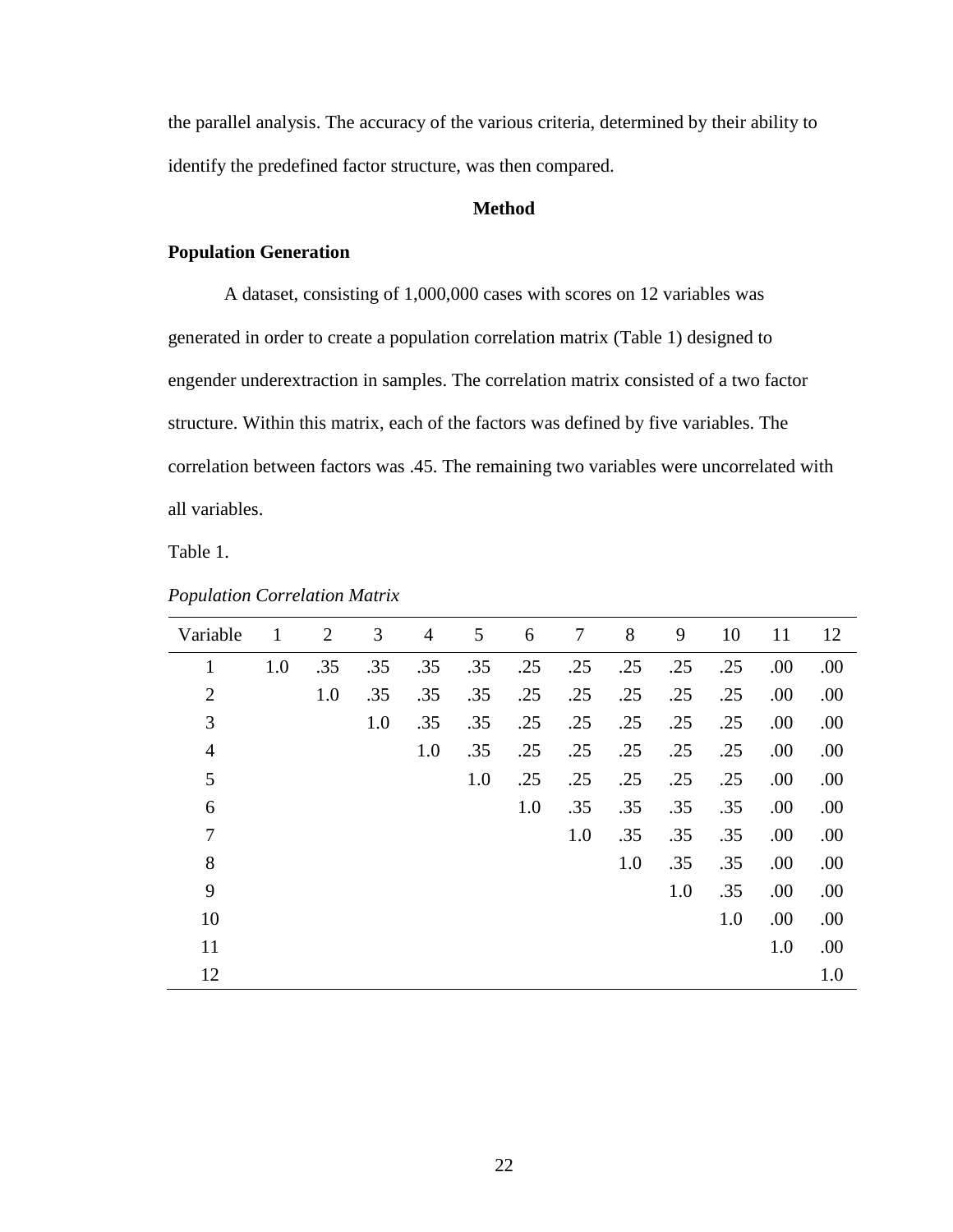the parallel analysis. The accuracy of the various criteria, determined by their ability to identify the predefined factor structure, was then compared.

## Method

### Population Generation

A dataset, consisting of 1,000,000 cases with scores on 12 variables was generated in order to create a population correlation matrix (Table 1) designed to engender underextraction in samples. The correlation matrix consisted of a two factor structure. Within this matrix, each of the factors was defined by five variables. The correlation between factors was .45. The remaining two variables were uncorrelated with all variables.

Table 1.

*Population Correlation Matrix*

| Variable | 1 | 2 | 3 | 4 | 5 | 6 | 7 | 8 | 9 | 10 | 11 | 12 |
|---|---|---|---|---|---|---|---|---|---|---|---|---|
| 1 | 1.0 | .35 | .35 | .35 | .35 | .25 | .25 | .25 | .25 | .25 | .00 | .00 |
| 2 | | 1.0 | .35 | .35 | .35 | .25 | .25 | .25 | .25 | .25 | .00 | .00 |
| 3 | | | 1.0 | .35 | .35 | .25 | .25 | .25 | .25 | .25 | .00 | .00 |
| 4 | | | | 1.0 | .35 | .25 | .25 | .25 | .25 | .25 | .00 | .00 |
| 5 | | | | | 1.0 | .25 | .25 | .25 | .25 | .25 | .00 | .00 |
| 6 | | | | | | 1.0 | .35 | .35 | .35 | .35 | .00 | .00 |
| 7 | | | | | | | 1.0 | .35 | .35 | .35 | .00 | .00 |
| 8 | | | | | | | | 1.0 | .35 | .35 | .00 | .00 |
| 9 | | | | | | | | | 1.0 | .35 | .00 | .00 |
| 10 | | | | | | | | | | 1.0 | .00 | .00 |
| 11 | | | | | | | | | | | 1.0 | .00 |
| 12 | | | | | | | | | | | | 1.0 |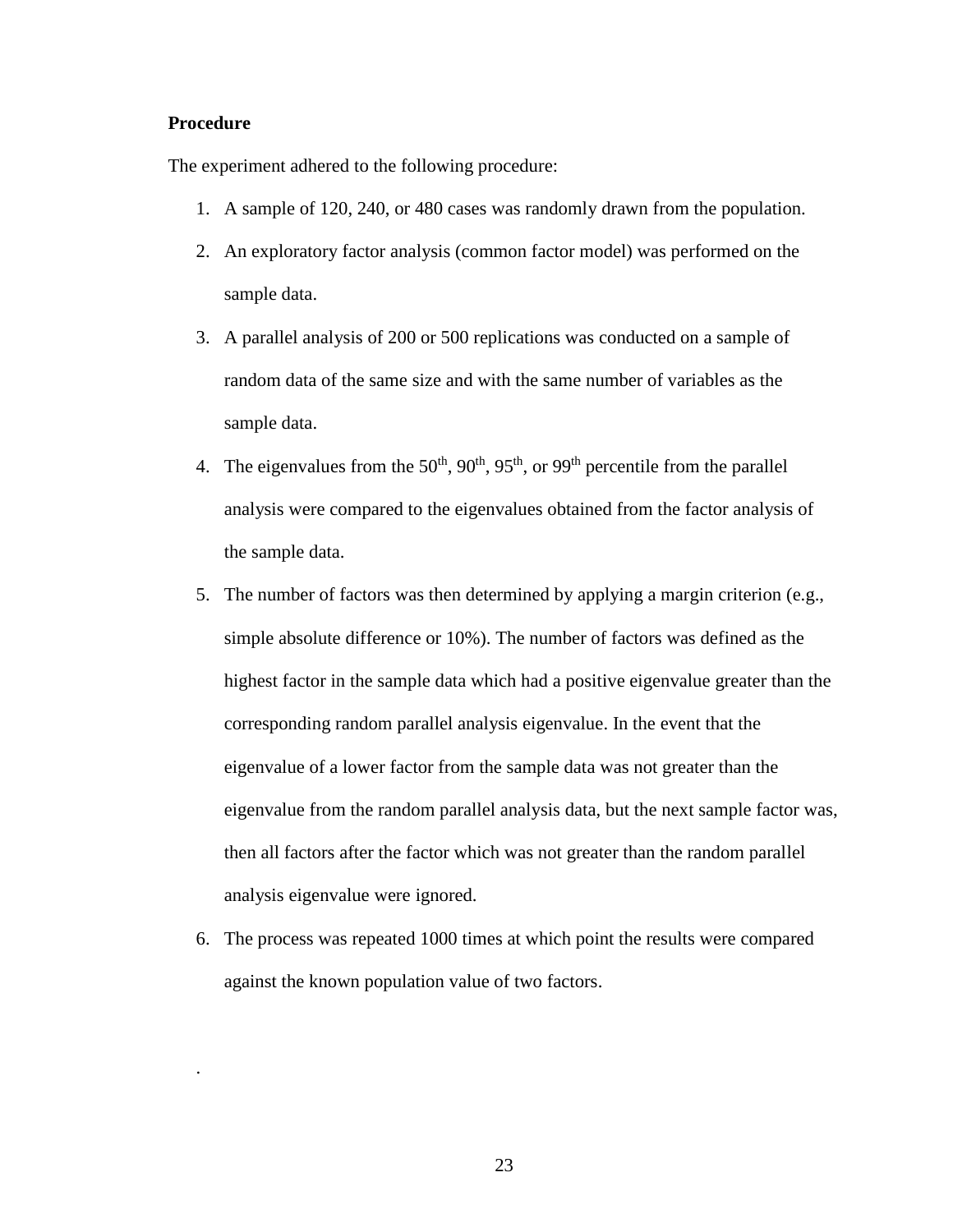**Procedure**

The experiment adhered to the following procedure:

1. A sample of 120, 240, or 480 cases was randomly drawn from the population.
2. An exploratory factor analysis (common factor model) was performed on the sample data.
3. A parallel analysis of 200 or 500 replications was conducted on a sample of random data of the same size and with the same number of variables as the sample data.
4. The eigenvalues from the 50th, 90th, 95th, or 99th percentile from the parallel analysis were compared to the eigenvalues obtained from the factor analysis of the sample data.
5. The number of factors was then determined by applying a margin criterion (e.g., simple absolute difference or 10%). The number of factors was defined as the highest factor in the sample data which had a positive eigenvalue greater than the corresponding random parallel analysis eigenvalue. In the event that the eigenvalue of a lower factor from the sample data was not greater than the eigenvalue from the random parallel analysis data, but the next sample factor was, then all factors after the factor which was not greater than the random parallel analysis eigenvalue were ignored.
6. The process was repeated 1000 times at which point the results were compared against the known population value of two factors.

.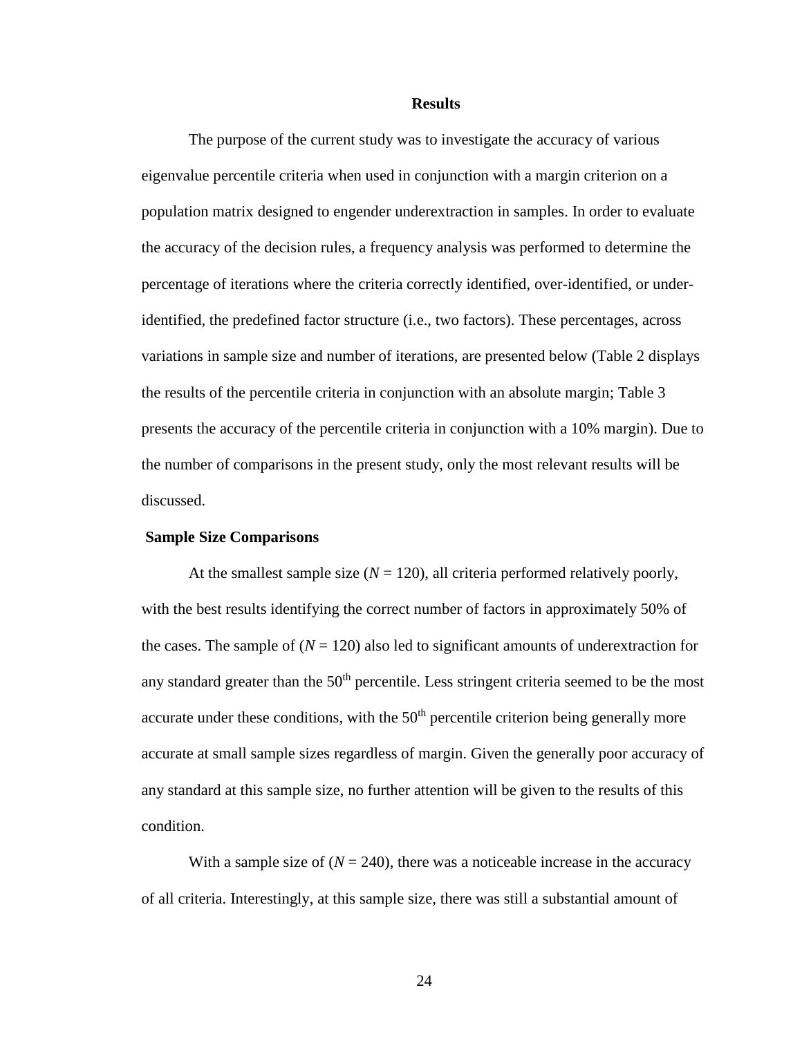# Results

The purpose of the current study was to investigate the accuracy of various eigenvalue percentile criteria when used in conjunction with a margin criterion on a population matrix designed to engender underextraction in samples. In order to evaluate the accuracy of the decision rules, a frequency analysis was performed to determine the percentage of iterations where the criteria correctly identified, over-identified, or under-identified, the predefined factor structure (i.e., two factors). These percentages, across variations in sample size and number of iterations, are presented below (Table 2 displays the results of the percentile criteria in conjunction with an absolute margin; Table 3 presents the accuracy of the percentile criteria in conjunction with a 10% margin). Due to the number of comparisons in the present study, only the most relevant results will be discussed.

## Sample Size Comparisons

At the smallest sample size ($N = 120$), all criteria performed relatively poorly, with the best results identifying the correct number of factors in approximately 50% of the cases. The sample of ($N = 120$) also led to significant amounts of underextraction for any standard greater than the $50^{th}$ percentile. Less stringent criteria seemed to be the most accurate under these conditions, with the $50^{th}$ percentile criterion being generally more accurate at small sample sizes regardless of margin. Given the generally poor accuracy of any standard at this sample size, no further attention will be given to the results of this condition.

With a sample size of ($N = 240$), there was a noticeable increase in the accuracy of all criteria. Interestingly, at this sample size, there was still a substantial amount of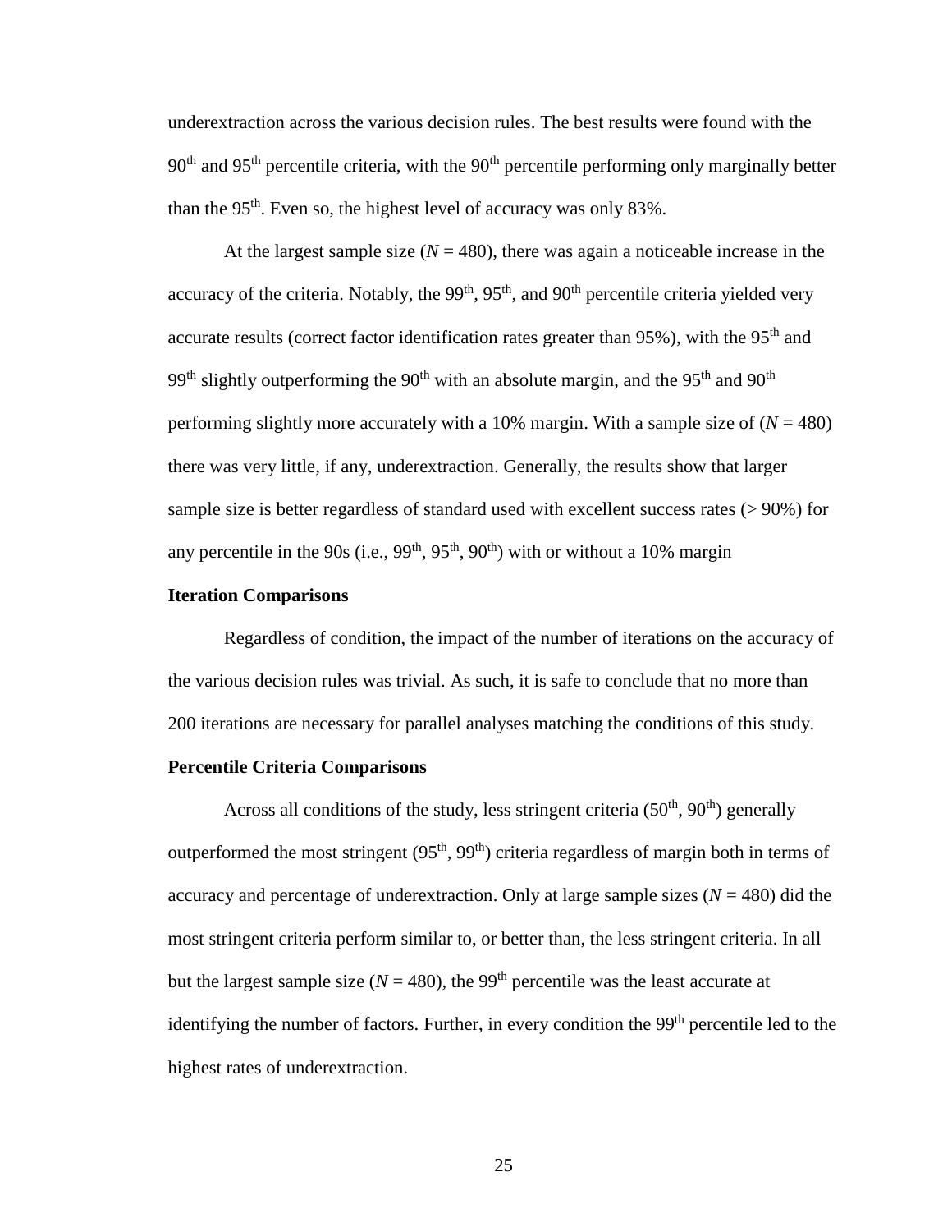underextraction across the various decision rules. The best results were found with the 90th and 95th percentile criteria, with the 90th percentile performing only marginally better than the 95th. Even so, the highest level of accuracy was only 83%.

At the largest sample size (*N* = 480), there was again a noticeable increase in the accuracy of the criteria. Notably, the 99th, 95th, and 90th percentile criteria yielded very accurate results (correct factor identification rates greater than 95%), with the 95th and 99th slightly outperforming the 90th with an absolute margin, and the 95th and 90th performing slightly more accurately with a 10% margin. With a sample size of (*N* = 480) there was very little, if any, underextraction. Generally, the results show that larger sample size is better regardless of standard used with excellent success rates (> 90%) for any percentile in the 90s (i.e., 99th, 95th, 90th) with or without a 10% margin

**Iteration Comparisons**

Regardless of condition, the impact of the number of iterations on the accuracy of the various decision rules was trivial. As such, it is safe to conclude that no more than 200 iterations are necessary for parallel analyses matching the conditions of this study.

**Percentile Criteria Comparisons**

Across all conditions of the study, less stringent criteria (50th, 90th) generally outperformed the most stringent (95th, 99th) criteria regardless of margin both in terms of accuracy and percentage of underextraction. Only at large sample sizes (*N* = 480) did the most stringent criteria perform similar to, or better than, the less stringent criteria. In all but the largest sample size (*N* = 480), the 99th percentile was the least accurate at identifying the number of factors. Further, in every condition the 99th percentile led to the highest rates of underextraction.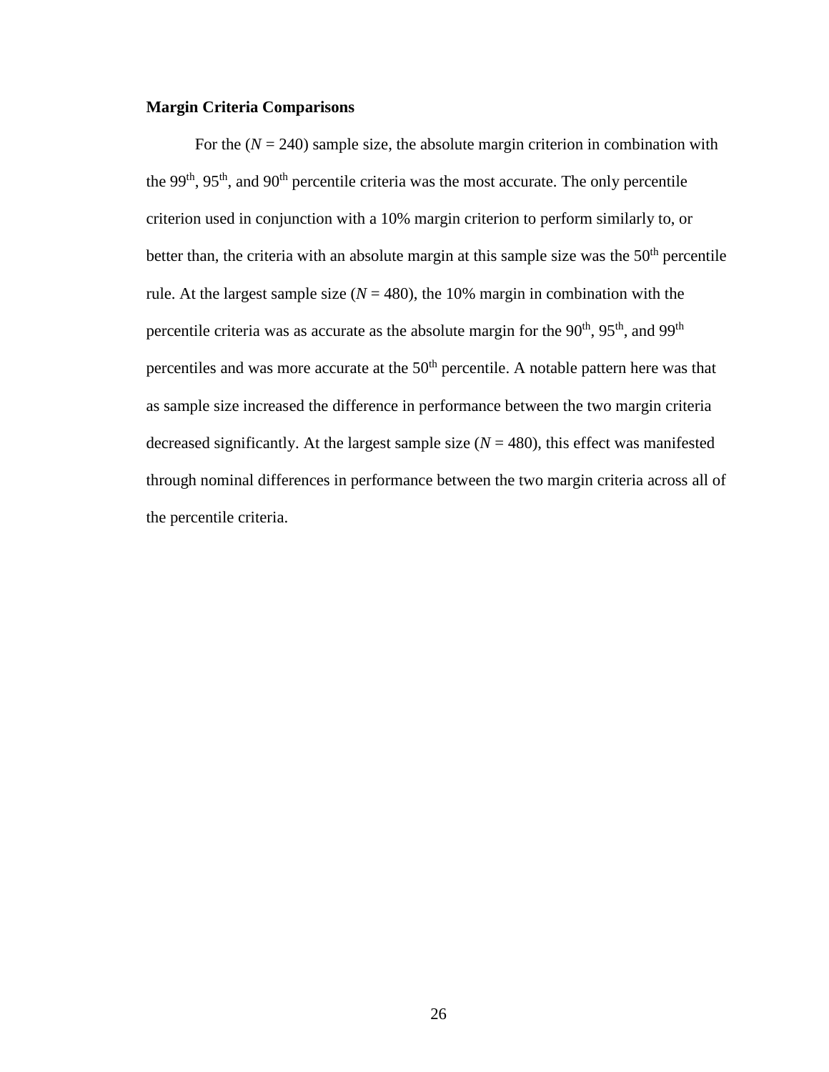**Margin Criteria Comparisons**

For the ($N$ = 240) sample size, the absolute margin criterion in combination with the 99th, 95th, and 90th percentile criteria was the most accurate. The only percentile criterion used in conjunction with a 10% margin criterion to perform similarly to, or better than, the criteria with an absolute margin at this sample size was the 50th percentile rule. At the largest sample size ($N$ = 480), the 10% margin in combination with the percentile criteria was as accurate as the absolute margin for the 90th, 95th, and 99th percentiles and was more accurate at the 50th percentile. A notable pattern here was that as sample size increased the difference in performance between the two margin criteria decreased significantly. At the largest sample size ($N$ = 480), this effect was manifested through nominal differences in performance between the two margin criteria across all of the percentile criteria.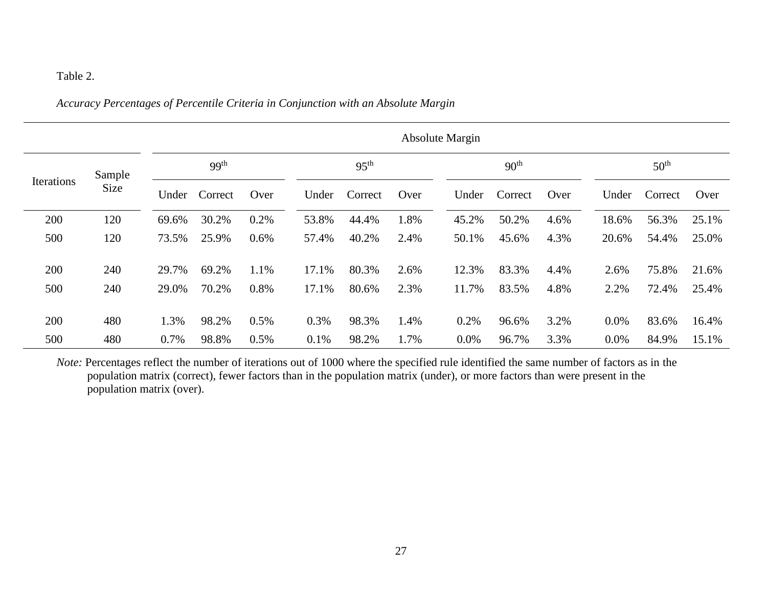Table 2.

*Accuracy Percentages of Percentile Criteria in Conjunction with an Absolute Margin*

| | | Absolute Margin | | | | | | | | | | | |
|---|---|---|---|---|---|---|---|---|---|---|---|---|---|
| Iterations | Sample Size | 99th | | | 95th | | | 90th | | | 50th | | |
| | | Under | Correct | Over | Under | Correct | Over | Under | Correct | Over | Under | Correct | Over |
| 200 | 120 | 69.6% | 30.2% | 0.2% | 53.8% | 44.4% | 1.8% | 45.2% | 50.2% | 4.6% | 18.6% | 56.3% | 25.1% |
| 500 | 120 | 73.5% | 25.9% | 0.6% | 57.4% | 40.2% | 2.4% | 50.1% | 45.6% | 4.3% | 20.6% | 54.4% | 25.0% |
| 200 | 240 | 29.7% | 69.2% | 1.1% | 17.1% | 80.3% | 2.6% | 12.3% | 83.3% | 4.4% | 2.6% | 75.8% | 21.6% |
| 500 | 240 | 29.0% | 70.2% | 0.8% | 17.1% | 80.6% | 2.3% | 11.7% | 83.5% | 4.8% | 2.2% | 72.4% | 25.4% |
| 200 | 480 | 1.3% | 98.2% | 0.5% | 0.3% | 98.3% | 1.4% | 0.2% | 96.6% | 3.2% | 0.0% | 83.6% | 16.4% |
| 500 | 480 | 0.7% | 98.8% | 0.5% | 0.1% | 98.2% | 1.7% | 0.0% | 96.7% | 3.3% | 0.0% | 84.9% | 15.1% |

*Note:* Percentages reflect the number of iterations out of 1000 where the specified rule identified the same number of factors as in the population matrix (correct), fewer factors than in the population matrix (under), or more factors than were present in the population matrix (over).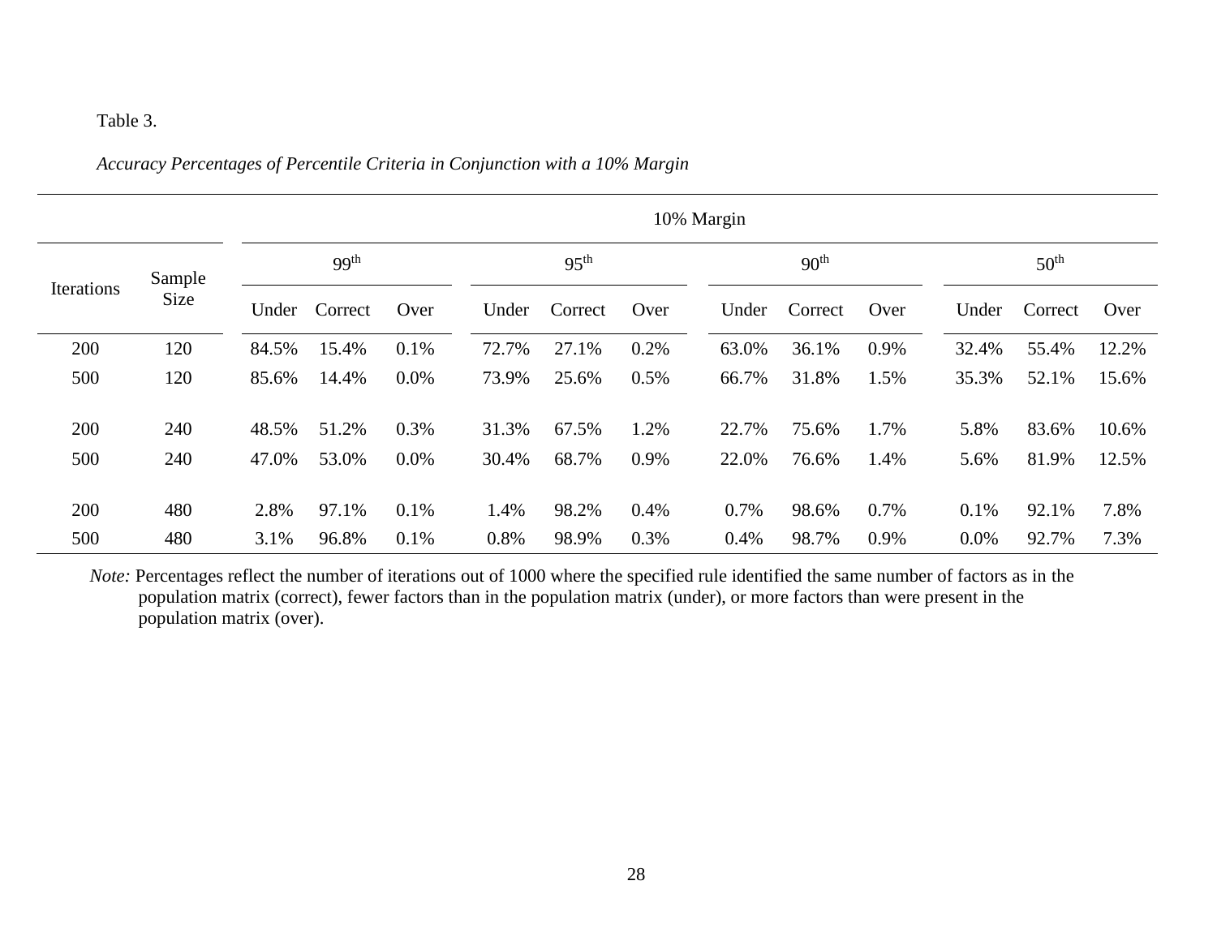Table 3.

*Accuracy Percentages of Percentile Criteria in Conjunction with a 10% Margin*

| Iterations | Sample Size | 10% Margin | | | | | | | | | | | |
|---|---|---|---|---|---|---|---|---|---|---|---|---|---|
| | | 99th | | | 95th | | | 90th | | | 50th | | |
| | | Under | Correct | Over | Under | Correct | Over | Under | Correct | Over | Under | Correct | Over |
| 200 | 120 | 84.5% | 15.4% | 0.1% | 72.7% | 27.1% | 0.2% | 63.0% | 36.1% | 0.9% | 32.4% | 55.4% | 12.2% |
| 500 | 120 | 85.6% | 14.4% | 0.0% | 73.9% | 25.6% | 0.5% | 66.7% | 31.8% | 1.5% | 35.3% | 52.1% | 15.6% |
| 200 | 240 | 48.5% | 51.2% | 0.3% | 31.3% | 67.5% | 1.2% | 22.7% | 75.6% | 1.7% | 5.8% | 83.6% | 10.6% |
| 500 | 240 | 47.0% | 53.0% | 0.0% | 30.4% | 68.7% | 0.9% | 22.0% | 76.6% | 1.4% | 5.6% | 81.9% | 12.5% |
| 200 | 480 | 2.8% | 97.1% | 0.1% | 1.4% | 98.2% | 0.4% | 0.7% | 98.6% | 0.7% | 0.1% | 92.1% | 7.8% |
| 500 | 480 | 3.1% | 96.8% | 0.1% | 0.8% | 98.9% | 0.3% | 0.4% | 98.7% | 0.9% | 0.0% | 92.7% | 7.3% |

*Note:* Percentages reflect the number of iterations out of 1000 where the specified rule identified the same number of factors as in the population matrix (correct), fewer factors than in the population matrix (under), or more factors than were present in the population matrix (over).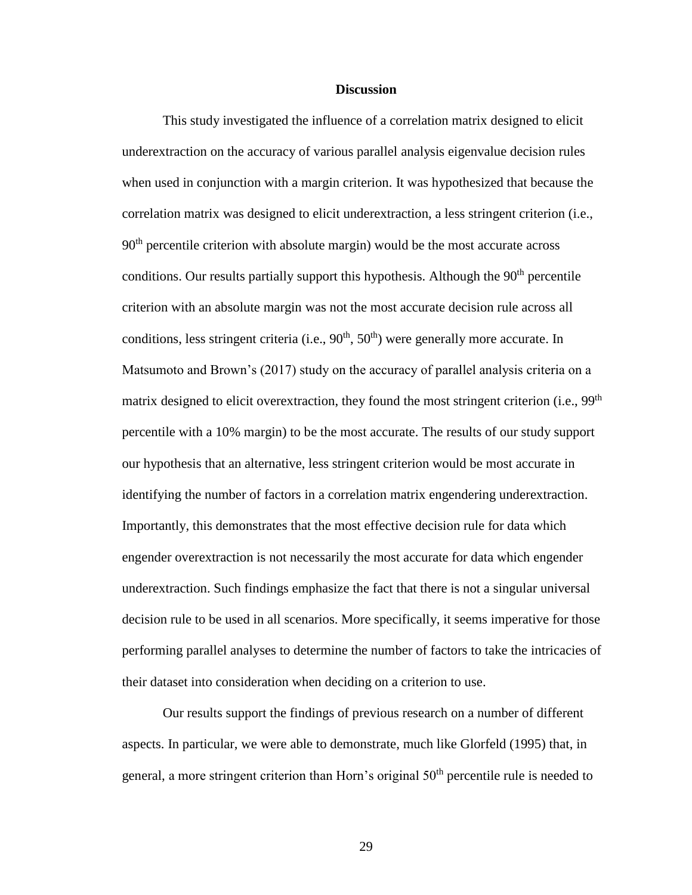## Discussion

This study investigated the influence of a correlation matrix designed to elicit underextraction on the accuracy of various parallel analysis eigenvalue decision rules when used in conjunction with a margin criterion. It was hypothesized that because the correlation matrix was designed to elicit underextraction, a less stringent criterion (i.e., $90^{th}$ percentile criterion with absolute margin) would be the most accurate across conditions. Our results partially support this hypothesis. Although the $90^{th}$ percentile criterion with an absolute margin was not the most accurate decision rule across all conditions, less stringent criteria (i.e., $90^{th}$, $50^{th}$) were generally more accurate. In Matsumoto and Brown's (2017) study on the accuracy of parallel analysis criteria on a matrix designed to elicit overextraction, they found the most stringent criterion (i.e., $99^{th}$ percentile with a 10% margin) to be the most accurate. The results of our study support our hypothesis that an alternative, less stringent criterion would be most accurate in identifying the number of factors in a correlation matrix engendering underextraction. Importantly, this demonstrates that the most effective decision rule for data which engender overextraction is not necessarily the most accurate for data which engender underextraction. Such findings emphasize the fact that there is not a singular universal decision rule to be used in all scenarios. More specifically, it seems imperative for those performing parallel analyses to determine the number of factors to take the intricacies of their dataset into consideration when deciding on a criterion to use.

Our results support the findings of previous research on a number of different aspects. In particular, we were able to demonstrate, much like Glorfeld (1995) that, in general, a more stringent criterion than Horn's original $50^{th}$ percentile rule is needed to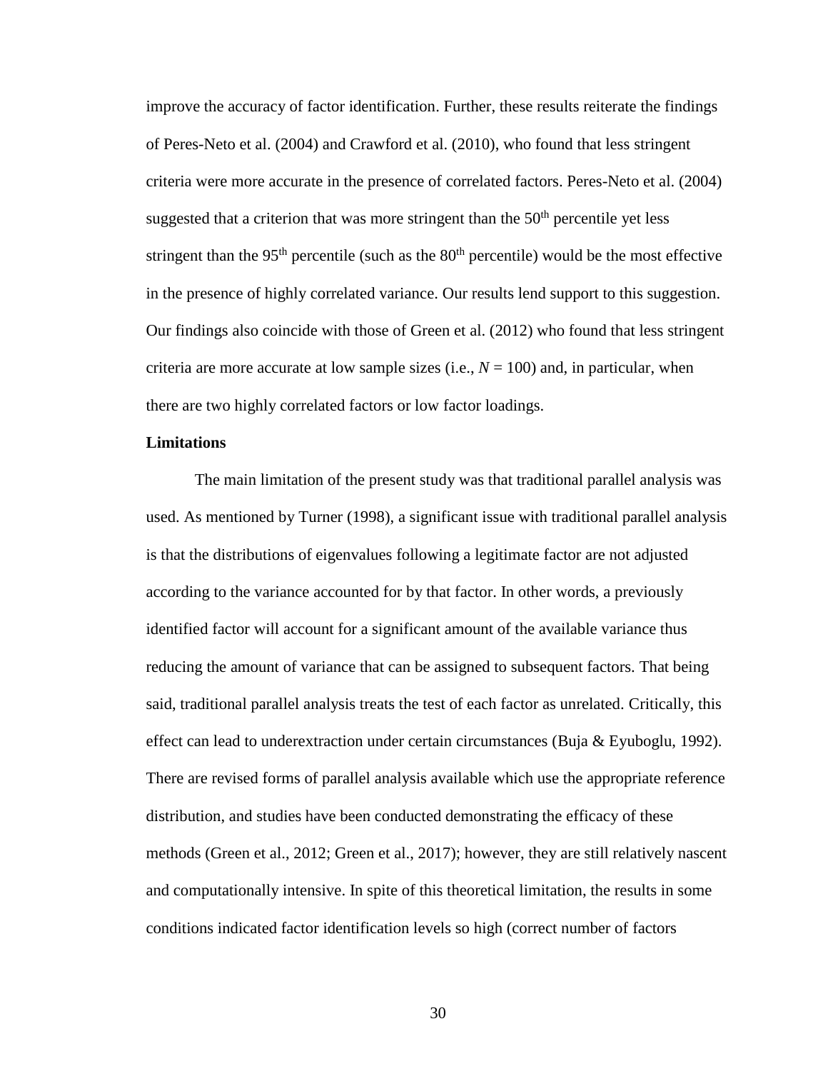improve the accuracy of factor identification. Further, these results reiterate the findings of Peres-Neto et al. (2004) and Crawford et al. (2010), who found that less stringent criteria were more accurate in the presence of correlated factors. Peres-Neto et al. (2004) suggested that a criterion that was more stringent than the $50^{th}$ percentile yet less stringent than the $95^{th}$ percentile (such as the $80^{th}$ percentile) would be the most effective in the presence of highly correlated variance. Our results lend support to this suggestion. Our findings also coincide with those of Green et al. (2012) who found that less stringent criteria are more accurate at low sample sizes (i.e., $N = 100$) and, in particular, when there are two highly correlated factors or low factor loadings.

**Limitations**

The main limitation of the present study was that traditional parallel analysis was used. As mentioned by Turner (1998), a significant issue with traditional parallel analysis is that the distributions of eigenvalues following a legitimate factor are not adjusted according to the variance accounted for by that factor. In other words, a previously identified factor will account for a significant amount of the available variance thus reducing the amount of variance that can be assigned to subsequent factors. That being said, traditional parallel analysis treats the test of each factor as unrelated. Critically, this effect can lead to underextraction under certain circumstances (Buja & Eyuboglu, 1992). There are revised forms of parallel analysis available which use the appropriate reference distribution, and studies have been conducted demonstrating the efficacy of these methods (Green et al., 2012; Green et al., 2017); however, they are still relatively nascent and computationally intensive. In spite of this theoretical limitation, the results in some conditions indicated factor identification levels so high (correct number of factors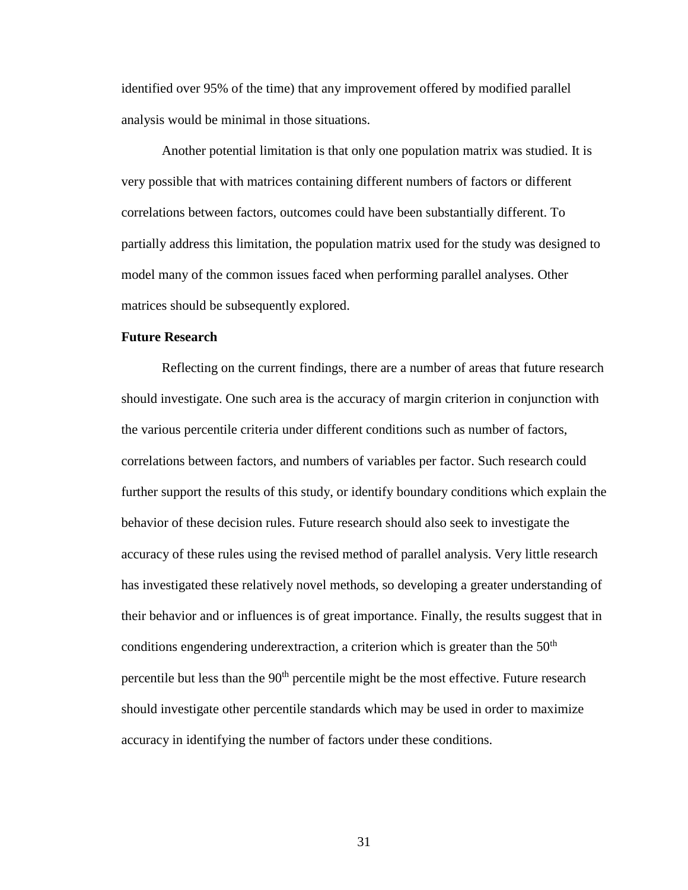identified over 95% of the time) that any improvement offered by modified parallel analysis would be minimal in those situations.

Another potential limitation is that only one population matrix was studied. It is very possible that with matrices containing different numbers of factors or different correlations between factors, outcomes could have been substantially different. To partially address this limitation, the population matrix used for the study was designed to model many of the common issues faced when performing parallel analyses. Other matrices should be subsequently explored.

**Future Research**

Reflecting on the current findings, there are a number of areas that future research should investigate. One such area is the accuracy of margin criterion in conjunction with the various percentile criteria under different conditions such as number of factors, correlations between factors, and numbers of variables per factor. Such research could further support the results of this study, or identify boundary conditions which explain the behavior of these decision rules. Future research should also seek to investigate the accuracy of these rules using the revised method of parallel analysis. Very little research has investigated these relatively novel methods, so developing a greater understanding of their behavior and or influences is of great importance. Finally, the results suggest that in conditions engendering underextraction, a criterion which is greater than the $50^{th}$ percentile but less than the $90^{th}$ percentile might be the most effective. Future research should investigate other percentile standards which may be used in order to maximize accuracy in identifying the number of factors under these conditions.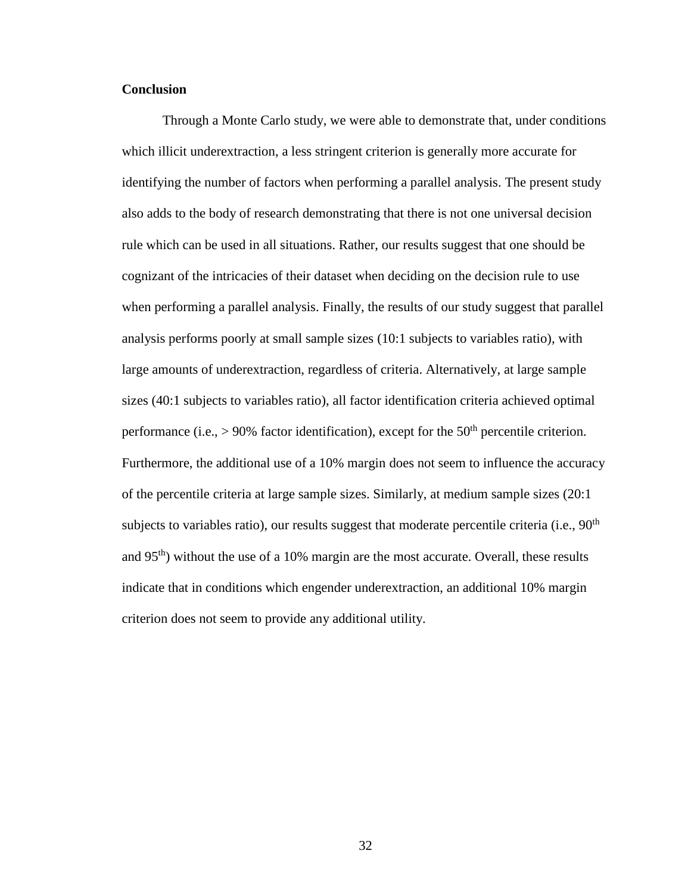## Conclusion

Through a Monte Carlo study, we were able to demonstrate that, under conditions which illicit underextraction, a less stringent criterion is generally more accurate for identifying the number of factors when performing a parallel analysis. The present study also adds to the body of research demonstrating that there is not one universal decision rule which can be used in all situations. Rather, our results suggest that one should be cognizant of the intricacies of their dataset when deciding on the decision rule to use when performing a parallel analysis. Finally, the results of our study suggest that parallel analysis performs poorly at small sample sizes (10:1 subjects to variables ratio), with large amounts of underextraction, regardless of criteria. Alternatively, at large sample sizes (40:1 subjects to variables ratio), all factor identification criteria achieved optimal performance (i.e., > 90% factor identification), except for the 50$^{th}$ percentile criterion. Furthermore, the additional use of a 10% margin does not seem to influence the accuracy of the percentile criteria at large sample sizes. Similarly, at medium sample sizes (20:1 subjects to variables ratio), our results suggest that moderate percentile criteria (i.e., 90$^{th}$ and 95$^{th}$) without the use of a 10% margin are the most accurate. Overall, these results indicate that in conditions which engender underextraction, an additional 10% margin criterion does not seem to provide any additional utility.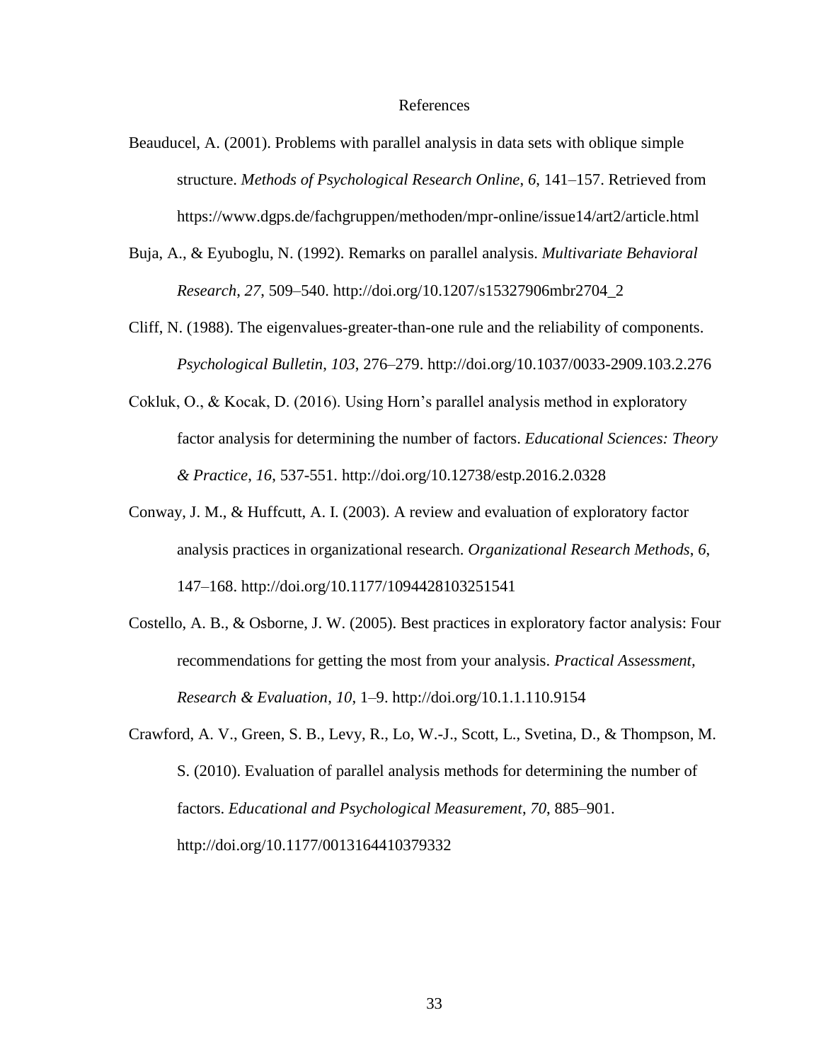# References

Beauducel, A. (2001). Problems with parallel analysis in data sets with oblique simple structure. *Methods of Psychological Research Online*, *6*, 141–157. Retrieved from https://www.dgps.de/fachgruppen/methoden/mpr-online/issue14/art2/article.html

Buja, A., & Eyuboglu, N. (1992). Remarks on parallel analysis. *Multivariate Behavioral Research*, *27*, 509–540. http://doi.org/10.1207/s15327906mbr2704_2

Cliff, N. (1988). The eigenvalues-greater-than-one rule and the reliability of components. *Psychological Bulletin*, *103*, 276–279. http://doi.org/10.1037/0033-2909.103.2.276

Cokluk, O., & Kocak, D. (2016). Using Horn's parallel analysis method in exploratory factor analysis for determining the number of factors. *Educational Sciences: Theory & Practice*, *16*, 537-551. http://doi.org/10.12738/estp.2016.2.0328

Conway, J. M., & Huffcutt, A. I. (2003). A review and evaluation of exploratory factor analysis practices in organizational research. *Organizational Research Methods*, *6*, 147–168. http://doi.org/10.1177/1094428103251541

Costello, A. B., & Osborne, J. W. (2005). Best practices in exploratory factor analysis: Four recommendations for getting the most from your analysis. *Practical Assessment, Research & Evaluation*, *10*, 1–9. http://doi.org/10.1.1.110.9154

Crawford, A. V., Green, S. B., Levy, R., Lo, W.-J., Scott, L., Svetina, D., & Thompson, M. S. (2010). Evaluation of parallel analysis methods for determining the number of factors. *Educational and Psychological Measurement*, *70*, 885–901. http://doi.org/10.1177/0013164410379332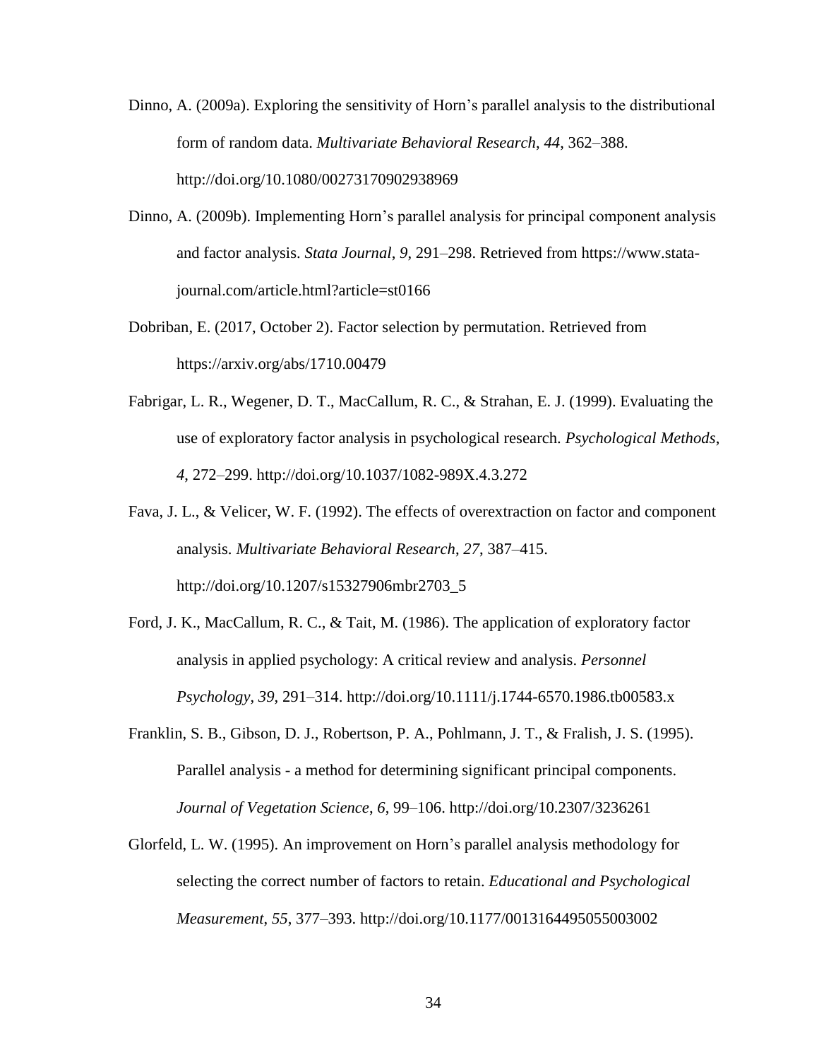Dinno, A. (2009a). Exploring the sensitivity of Horn's parallel analysis to the distributional form of random data. *Multivariate Behavioral Research*, *44*, 362–388. http://doi.org/10.1080/00273170902938969

Dinno, A. (2009b). Implementing Horn's parallel analysis for principal component analysis and factor analysis. *Stata Journal*, *9*, 291–298. Retrieved from https://www.stata-journal.com/article.html?article=st0166

Dobriban, E. (2017, October 2). Factor selection by permutation. Retrieved from https://arxiv.org/abs/1710.00479

Fabrigar, L. R., Wegener, D. T., MacCallum, R. C., & Strahan, E. J. (1999). Evaluating the use of exploratory factor analysis in psychological research. *Psychological Methods*, *4*, 272–299. http://doi.org/10.1037/1082-989X.4.3.272

Fava, J. L., & Velicer, W. F. (1992). The effects of overextraction on factor and component analysis. *Multivariate Behavioral Research*, *27*, 387–415. http://doi.org/10.1207/s15327906mbr2703_5

Ford, J. K., MacCallum, R. C., & Tait, M. (1986). The application of exploratory factor analysis in applied psychology: A critical review and analysis. *Personnel Psychology*, *39*, 291–314. http://doi.org/10.1111/j.1744-6570.1986.tb00583.x

Franklin, S. B., Gibson, D. J., Robertson, P. A., Pohlmann, J. T., & Fralish, J. S. (1995). Parallel analysis - a method for determining significant principal components. *Journal of Vegetation Science*, *6*, 99–106. http://doi.org/10.2307/3236261

Glorfeld, L. W. (1995). An improvement on Horn's parallel analysis methodology for selecting the correct number of factors to retain. *Educational and Psychological Measurement*, *55*, 377–393. http://doi.org/10.1177/0013164495055003002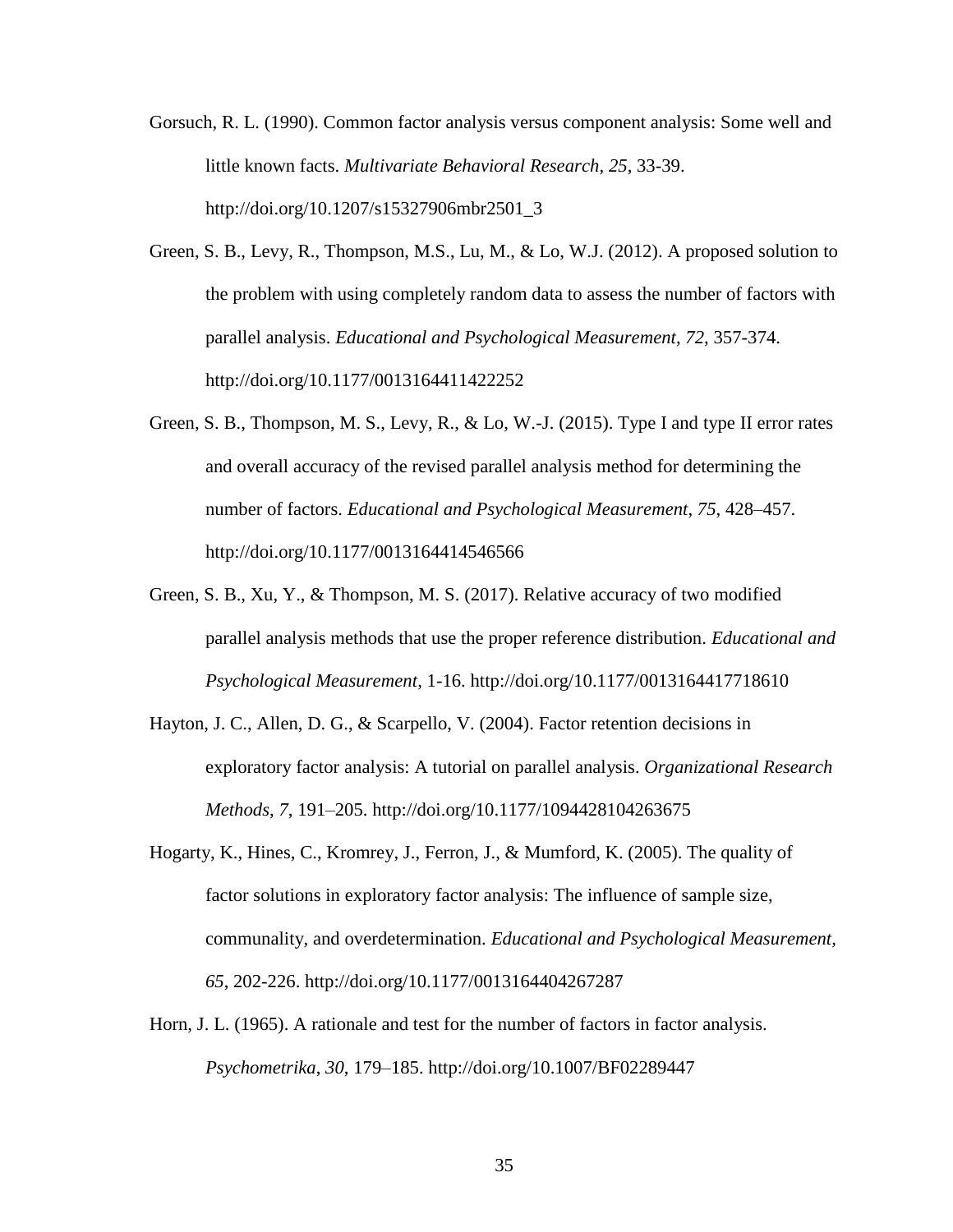Gorsuch, R. L. (1990). Common factor analysis versus component analysis: Some well and little known facts. *Multivariate Behavioral Research*, *25*, 33-39. http://doi.org/10.1207/s15327906mbr2501_3

Green, S. B., Levy, R., Thompson, M.S., Lu, M., & Lo, W.J. (2012). A proposed solution to the problem with using completely random data to assess the number of factors with parallel analysis. *Educational and Psychological Measurement*, *72*, 357-374. http://doi.org/10.1177/0013164411422252

Green, S. B., Thompson, M. S., Levy, R., & Lo, W.-J. (2015). Type I and type II error rates and overall accuracy of the revised parallel analysis method for determining the number of factors. *Educational and Psychological Measurement*, *75*, 428–457. http://doi.org/10.1177/0013164414546566

Green, S. B., Xu, Y., & Thompson, M. S. (2017). Relative accuracy of two modified parallel analysis methods that use the proper reference distribution. *Educational and Psychological Measurement*, 1-16. http://doi.org/10.1177/0013164417718610

Hayton, J. C., Allen, D. G., & Scarpello, V. (2004). Factor retention decisions in exploratory factor analysis: A tutorial on parallel analysis. *Organizational Research Methods*, *7*, 191–205. http://doi.org/10.1177/1094428104263675

Hogarty, K., Hines, C., Kromrey, J., Ferron, J., & Mumford, K. (2005). The quality of factor solutions in exploratory factor analysis: The influence of sample size, communality, and overdetermination. *Educational and Psychological Measurement*, *65*, 202-226. http://doi.org/10.1177/0013164404267287

Horn, J. L. (1965). A rationale and test for the number of factors in factor analysis. *Psychometrika*, *30*, 179–185. http://doi.org/10.1007/BF02289447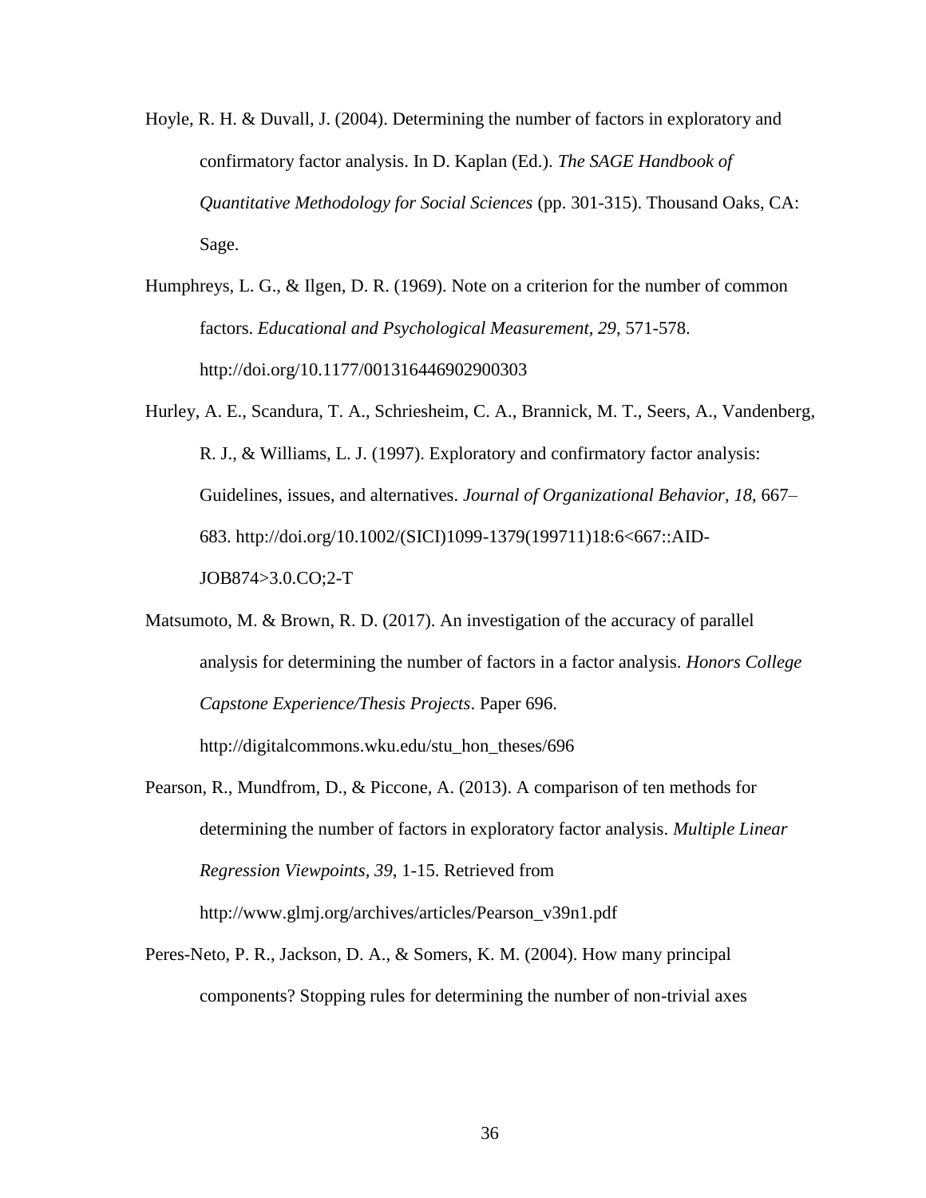Hoyle, R. H. & Duvall, J. (2004). Determining the number of factors in exploratory and confirmatory factor analysis. In D. Kaplan (Ed.). *The SAGE Handbook of Quantitative Methodology for Social Sciences* (pp. 301-315). Thousand Oaks, CA: Sage.

Humphreys, L. G., & Ilgen, D. R. (1969). Note on a criterion for the number of common factors. *Educational and Psychological Measurement*, *29*, 571-578. http://doi.org/10.1177/001316446902900303

Hurley, A. E., Scandura, T. A., Schriesheim, C. A., Brannick, M. T., Seers, A., Vandenberg, R. J., & Williams, L. J. (1997). Exploratory and confirmatory factor analysis: Guidelines, issues, and alternatives. *Journal of Organizational Behavior*, *18*, 667–683. http://doi.org/10.1002/(SICI)1099-1379(199711)18:6<667::AID-JOB874>3.0.CO;2-T

Matsumoto, M. & Brown, R. D. (2017). An investigation of the accuracy of parallel analysis for determining the number of factors in a factor analysis. *Honors College Capstone Experience/Thesis Projects*. Paper 696. http://digitalcommons.wku.edu/stu_hon_theses/696

Pearson, R., Mundfrom, D., & Piccone, A. (2013). A comparison of ten methods for determining the number of factors in exploratory factor analysis. *Multiple Linear Regression Viewpoints*, *39*, 1-15. Retrieved from http://www.glmj.org/archives/articles/Pearson_v39n1.pdf

Peres-Neto, P. R., Jackson, D. A., & Somers, K. M. (2004). How many principal components? Stopping rules for determining the number of non-trivial axes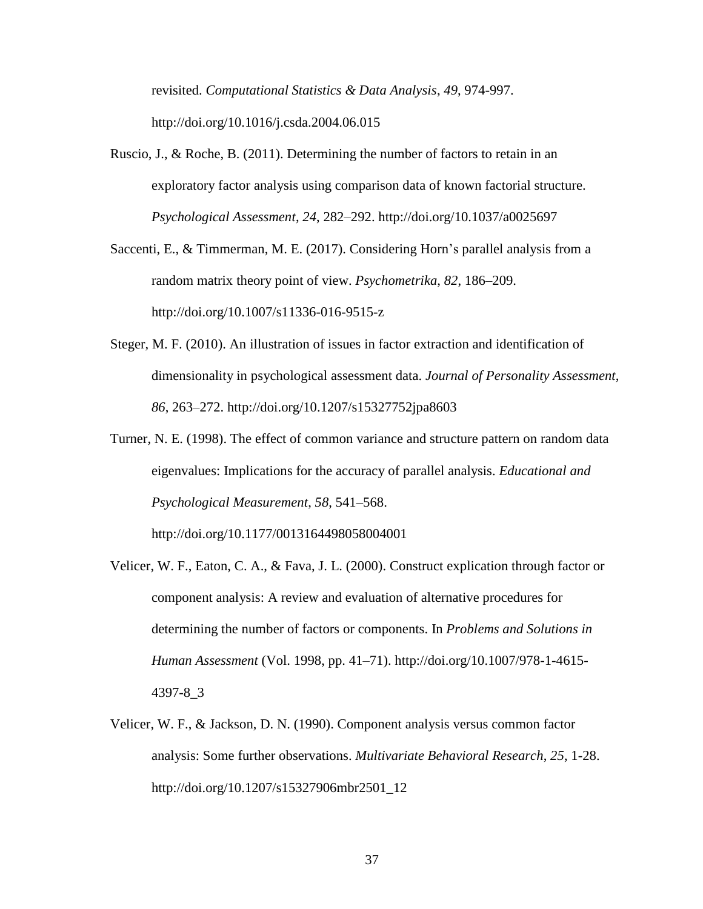revisited. *Computational Statistics & Data Analysis*, *49*, 974-997. http://doi.org/10.1016/j.csda.2004.06.015

Ruscio, J., & Roche, B. (2011). Determining the number of factors to retain in an exploratory factor analysis using comparison data of known factorial structure. *Psychological Assessment*, *24*, 282–292. http://doi.org/10.1037/a0025697

Saccenti, E., & Timmerman, M. E. (2017). Considering Horn's parallel analysis from a random matrix theory point of view. *Psychometrika*, *82*, 186–209. http://doi.org/10.1007/s11336-016-9515-z

Steger, M. F. (2010). An illustration of issues in factor extraction and identification of dimensionality in psychological assessment data. *Journal of Personality Assessment*, *86*, 263–272. http://doi.org/10.1207/s15327752jpa8603

Turner, N. E. (1998). The effect of common variance and structure pattern on random data eigenvalues: Implications for the accuracy of parallel analysis. *Educational and Psychological Measurement*, *58*, 541–568. http://doi.org/10.1177/0013164498058004001

Velicer, W. F., Eaton, C. A., & Fava, J. L. (2000). Construct explication through factor or component analysis: A review and evaluation of alternative procedures for determining the number of factors or components. In *Problems and Solutions in Human Assessment* (Vol. 1998, pp. 41–71). http://doi.org/10.1007/978-1-4615-4397-8_3

Velicer, W. F., & Jackson, D. N. (1990). Component analysis versus common factor analysis: Some further observations. *Multivariate Behavioral Research*, *25*, 1-28. http://doi.org/10.1207/s15327906mbr2501_12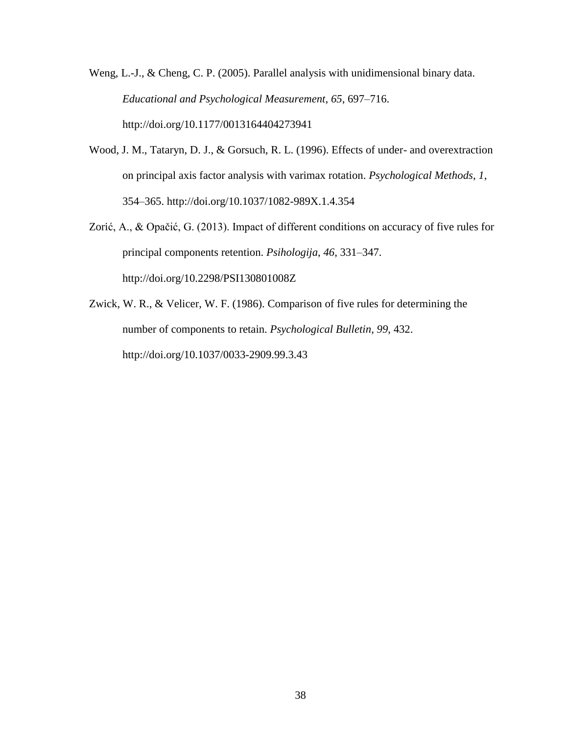Weng, L.-J., & Cheng, C. P. (2005). Parallel analysis with unidimensional binary data. *Educational and Psychological Measurement*, *65*, 697–716. http://doi.org/10.1177/0013164404273941

Wood, J. M., Tataryn, D. J., & Gorsuch, R. L. (1996). Effects of under- and overextraction on principal axis factor analysis with varimax rotation. *Psychological Methods*, *1*, 354–365. http://doi.org/10.1037/1082-989X.1.4.354

Zorić, A., & Opačić, G. (2013). Impact of different conditions on accuracy of five rules for principal components retention. *Psihologija*, *46*, 331–347. http://doi.org/10.2298/PSI130801008Z

Zwick, W. R., & Velicer, W. F. (1986). Comparison of five rules for determining the number of components to retain. *Psychological Bulletin*, *99*, 432. http://doi.org/10.1037/0033-2909.99.3.43